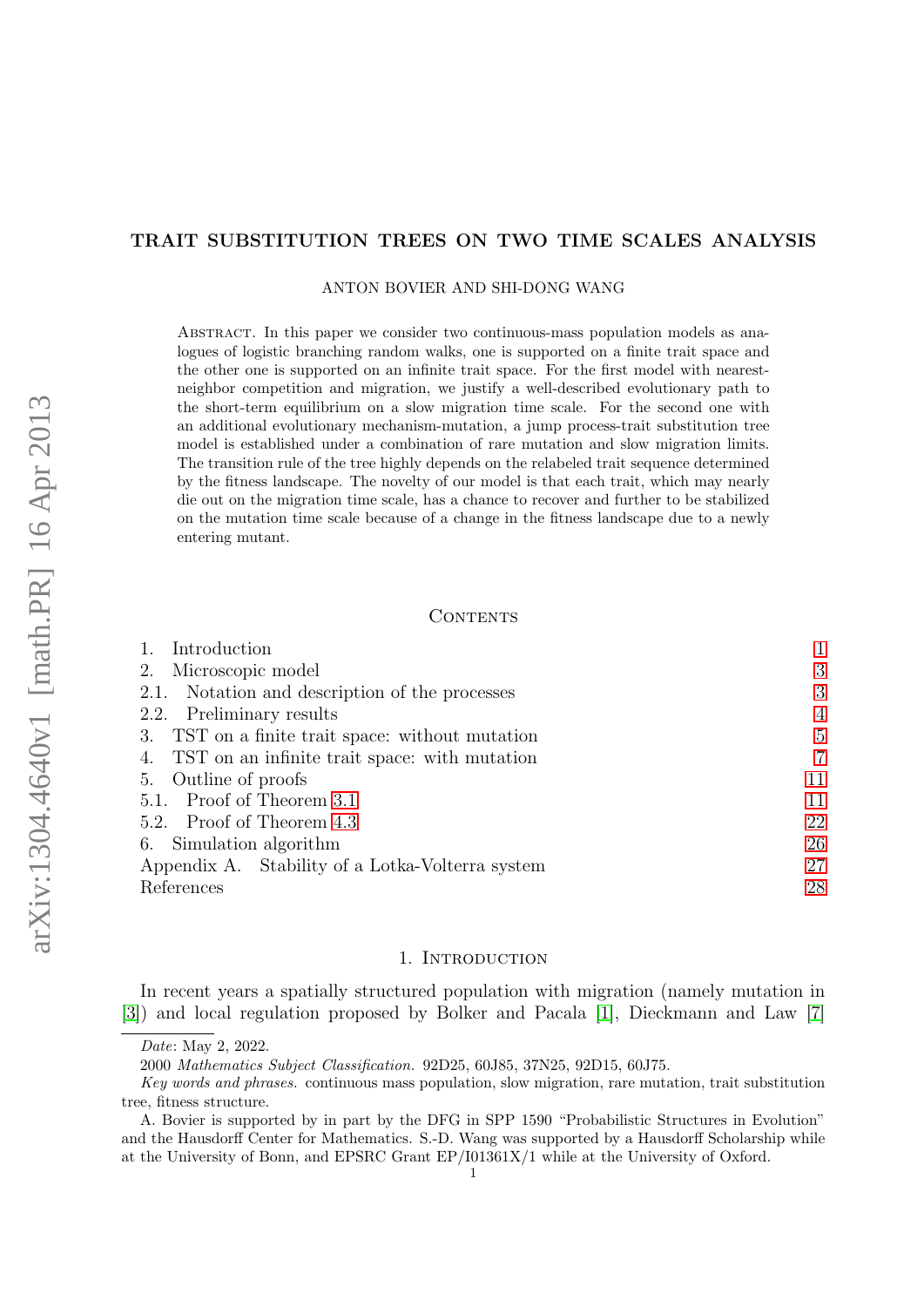# TRAIT SUBSTITUTION TREES ON TWO TIME SCALES ANALYSIS

ANTON BOVIER AND SHI-DONG WANG

Abstract. In this paper we consider two continuous-mass population models as analogues of logistic branching random walks, one is supported on a finite trait space and the other one is supported on an infinite trait space. For the first model with nearest-neighbor competition and migration, we justify a well-described evolutionary path to the short-term equilibrium on a slow migration time scale. For the second one with an additional evolutionary mechanism-mutation, a jump process-trait substitution tree model is established under a combination of rare mutation and slow migration limits. The transition rule of the tree highly depends on the relabeled trait sequence determined by the fitness landscape. The novelty of our model is that each trait, which may nearly die out on the migration time scale, has a chance to recover and further to be stabilized on the mutation time scale because of a change in the fitness landscape due to a newly entering mutant.

## Contents

| | |
|---|---|
| 1. Introduction | 1 |
| 2. Microscopic model | 3 |
| 2.1. Notation and description of the processes | 3 |
| 2.2. Preliminary results | 4 |
| 3. TST on a finite trait space: without mutation | 5 |
| 4. TST on an infinite trait space: with mutation | 7 |
| 5. Outline of proofs | 11 |
| 5.1. Proof of Theorem 3.1 | 11 |
| 5.2. Proof of Theorem 4.3 | 22 |
| 6. Simulation algorithm | 26 |
| Appendix A. Stability of a Lotka-Volterra system | 27 |
| References | 28 |

## 1. Introduction

In recent years a spatially structured population with migration (namely mutation in [3]) and local regulation proposed by Bolker and Pacala [1], Dieckmann and Law [7]

*Date*: May 2, 2022.

2000 *Mathematics Subject Classification.* 92D25, 60J85, 37N25, 92D15, 60J75.

*Key words and phrases.* continuous mass population, slow migration, rare mutation, trait substitution tree, fitness structure.

A. Bovier is supported by in part by the DFG in SPP 1590 "Probabilistic Structures in Evolution" and the Hausdorff Center for Mathematics. S.-D. Wang was supported by a Hausdorff Scholarship while at the University of Bonn, and EPSRC Grant EP/I01361X/1 while at the University of Oxford.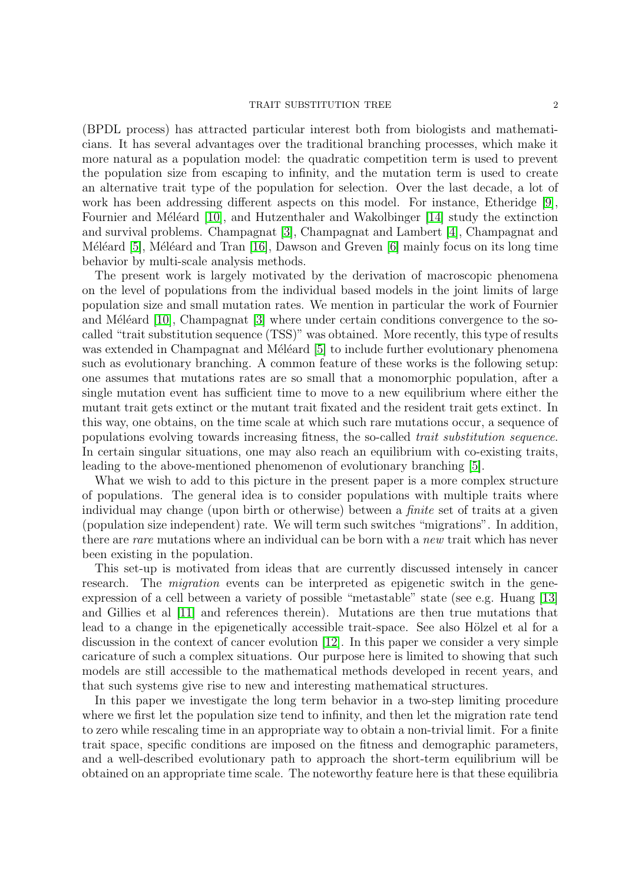(BPDL process) has attracted particular interest both from biologists and mathematicians. It has several advantages over the traditional branching processes, which make it more natural as a population model: the quadratic competition term is used to prevent the population size from escaping to infinity, and the mutation term is used to create an alternative trait type of the population for selection. Over the last decade, a lot of work has been addressing different aspects on this model. For instance, Etheridge [9], Fournier and Méléard [10], and Hutzenthaler and Wakolbinger [14] study the extinction and survival problems. Champagnat [3], Champagnat and Lambert [4], Champagnat and Méléard [5], Méléard and Tran [16], Dawson and Greven [6] mainly focus on its long time behavior by multi-scale analysis methods.

The present work is largely motivated by the derivation of macroscopic phenomena on the level of populations from the individual based models in the joint limits of large population size and small mutation rates. We mention in particular the work of Fournier and Méléard [10], Champagnat [3] where under certain conditions convergence to the so-called "trait substitution sequence (TSS)" was obtained. More recently, this type of results was extended in Champagnat and Méléard [5] to include further evolutionary phenomena such as evolutionary branching. A common feature of these works is the following setup: one assumes that mutations rates are so small that a monomorphic population, after a single mutation event has sufficient time to move to a new equilibrium where either the mutant trait gets extinct or the mutant trait fixated and the resident trait gets extinct. In this way, one obtains, on the time scale at which such rare mutations occur, a sequence of populations evolving towards increasing fitness, the so-called *trait substitution sequence*. In certain singular situations, one may also reach an equilibrium with co-existing traits, leading to the above-mentioned phenomenon of evolutionary branching [5].

What we wish to add to this picture in the present paper is a more complex structure of populations. The general idea is to consider populations with multiple traits where individual may change (upon birth or otherwise) between a *finite* set of traits at a given (population size independent) rate. We will term such switches "migrations". In addition, there are *rare* mutations where an individual can be born with a *new* trait which has never been existing in the population.

This set-up is motivated from ideas that are currently discussed intensely in cancer research. The *migration* events can be interpreted as epigenetic switch in the gene-expression of a cell between a variety of possible "metastable" state (see e.g. Huang [13] and Gillies et al [11] and references therein). Mutations are then true mutations that lead to a change in the epigenetically accessible trait-space. See also Hölzel et al for a discussion in the context of cancer evolution [12]. In this paper we consider a very simple caricature of such a complex situations. Our purpose here is limited to showing that such models are still accessible to the mathematical methods developed in recent years, and that such systems give rise to new and interesting mathematical structures.

In this paper we investigate the long term behavior in a two-step limiting procedure where we first let the population size tend to infinity, and then let the migration rate tend to zero while rescaling time in an appropriate way to obtain a non-trivial limit. For a finite trait space, specific conditions are imposed on the fitness and demographic parameters, and a well-described evolutionary path to approach the short-term equilibrium will be obtained on an appropriate time scale. The noteworthy feature here is that these equilibria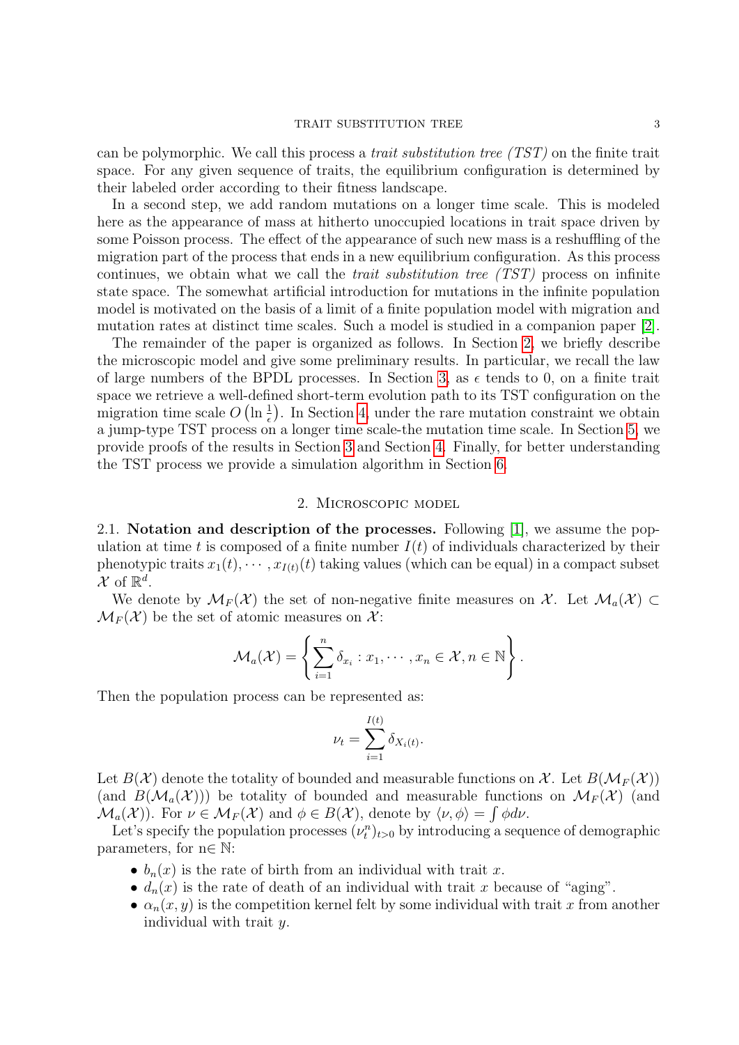can be polymorphic. We call this process a *trait substitution tree (TST)* on the finite trait space. For any given sequence of traits, the equilibrium configuration is determined by their labeled order according to their fitness landscape.

In a second step, we add random mutations on a longer time scale. This is modeled here as the appearance of mass at hitherto unoccupied locations in trait space driven by some Poisson process. The effect of the appearance of such new mass is a reshuffling of the migration part of the process that ends in a new equilibrium configuration. As this process continues, we obtain what we call the *trait substitution tree (TST)* process on infinite state space. The somewhat artificial introduction for mutations in the infinite population model is motivated on the basis of a limit of a finite population model with migration and mutation rates at distinct time scales. Such a model is studied in a companion paper [2].

The remainder of the paper is organized as follows. In Section 2, we briefly describe the microscopic model and give some preliminary results. In particular, we recall the law of large numbers of the BPDL processes. In Section 3, as $\epsilon$ tends to 0, on a finite trait space we retrieve a well-defined short-term evolution path to its TST configuration on the migration time scale $O\left(\ln \frac{1}{\epsilon}\right)$. In Section 4, under the rare mutation constraint we obtain a jump-type TST process on a longer time scale-the mutation time scale. In Section 5, we provide proofs of the results in Section 3 and Section 4. Finally, for better understanding the TST process we provide a simulation algorithm in Section 6.

## 2. Microscopic model

2.1. **Notation and description of the processes.** Following [1], we assume the population at time $t$ is composed of a finite number $I(t)$ of individuals characterized by their phenotypic traits $x_1(t), \cdots, x_{I(t)}(t)$ taking values (which can be equal) in a compact subset $\mathcal{X}$ of $\mathbb{R}^d$.

We denote by $\mathcal{M}_F(\mathcal{X})$ the set of non-negative finite measures on $\mathcal{X}$. Let $\mathcal{M}_a(\mathcal{X}) \subset \mathcal{M}_F(\mathcal{X})$ be the set of atomic measures on $\mathcal{X}$:

$$\mathcal{M}_a(\mathcal{X}) = \left\{ \sum_{i=1}^{n} \delta_{x_i} : x_1, \cdots, x_n \in \mathcal{X}, n \in \mathbb{N} \right\}.$$

Then the population process can be represented as:

$$\nu_t = \sum_{i=1}^{I(t)} \delta_{X_i(t)}.$$

Let $B(\mathcal{X})$ denote the totality of bounded and measurable functions on $\mathcal{X}$. Let $B(\mathcal{M}_F(\mathcal{X}))$ (and $B(\mathcal{M}_a(\mathcal{X}))$) be totality of bounded and measurable functions on $\mathcal{M}_F(\mathcal{X})$ (and $\mathcal{M}_a(\mathcal{X})$). For $\nu \in \mathcal{M}_F(\mathcal{X})$ and $\phi \in B(\mathcal{X})$, denote by $\langle \nu, \phi \rangle = \int \phi d\nu$.

Let's specify the population processes $(\nu_t^n)_{t>0}$ by introducing a sequence of demographic parameters, for n$\in \mathbb{N}$:

- $b_n(x)$ is the rate of birth from an individual with trait $x$.
- $d_n(x)$ is the rate of death of an individual with trait $x$ because of "aging".
- $\alpha_n(x, y)$ is the competition kernel felt by some individual with trait $x$ from another individual with trait $y$.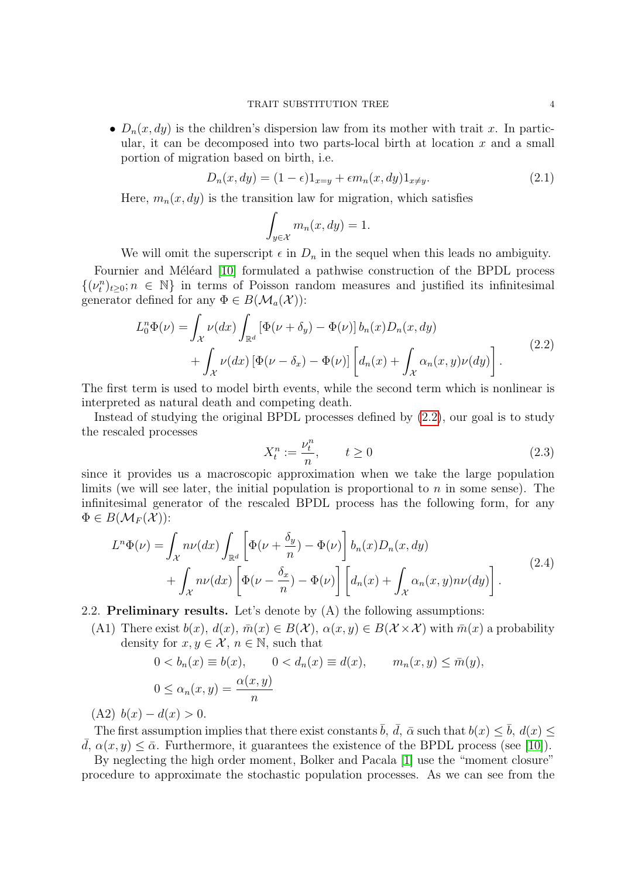- $D_n(x, dy)$ is the children's dispersion law from its mother with trait $x$. In particular, it can be decomposed into two parts-local birth at location $x$ and a small portion of migration based on birth, i.e.

$$D_n(x, dy) = (1-\epsilon)1_{x=y} + \epsilon m_n(x, dy)1_{x \neq y}. \tag{2.1}$$

Here, $m_n(x, dy)$ is the transition law for migration, which satisfies

$$\int_{y \in \mathcal{X}} m_n(x, dy) = 1.$$

We will omit the superscript $\epsilon$ in $D_n$ in the sequel when this leads no ambiguity.

Fournier and Méléard [10] formulated a pathwise construction of the BPDL process $\{(\nu_t^n)_{t\geq 0}; n \in \mathbb{N}\}$ in terms of Poisson random measures and justified its infinitesimal generator defined for any $\Phi \in B(\mathcal{M}_a(\mathcal{X}))$:

$$\begin{aligned} L_0^n \Phi(\nu) = &\int_{\mathcal{X}} \nu(dx) \int_{\mathbb{R}^d} \left[\Phi(\nu + \delta_y) - \Phi(\nu)\right] b_n(x) D_n(x, dy) \\ &+ \int_{\mathcal{X}} \nu(dx) \left[\Phi(\nu - \delta_x) - \Phi(\nu)\right] \left[d_n(x) + \int_{\mathcal{X}} \alpha_n(x, y)\nu(dy)\right]. \end{aligned} \tag{2.2}$$

The first term is used to model birth events, while the second term which is nonlinear is interpreted as natural death and competing death.

Instead of studying the original BPDL processes defined by (2.2), our goal is to study the rescaled processes

$$X_t^n := \frac{\nu_t^n}{n}, \qquad t \geq 0 \tag{2.3}$$

since it provides us a macroscopic approximation when we take the large population limits (we will see later, the initial population is proportional to $n$ in some sense). The infinitesimal generator of the rescaled BPDL process has the following form, for any $\Phi \in B(\mathcal{M}_F(\mathcal{X}))$:

$$\begin{aligned} L^n \Phi(\nu) = &\int_{\mathcal{X}} n\nu(dx) \int_{\mathbb{R}^d} \left[\Phi(\nu + \frac{\delta_y}{n}) - \Phi(\nu)\right] b_n(x) D_n(x, dy) \\ &+ \int_{\mathcal{X}} n\nu(dx) \left[\Phi(\nu - \frac{\delta_x}{n}) - \Phi(\nu)\right] \left[d_n(x) + \int_{\mathcal{X}} \alpha_n(x, y) n\nu(dy)\right]. \end{aligned} \tag{2.4}$$

## 2.2. Preliminary results.

Let's denote by (A) the following assumptions:

(A1) There exist $b(x)$, $d(x)$, $\bar{m}(x) \in B(\mathcal{X})$, $\alpha(x, y) \in B(\mathcal{X} \times \mathcal{X})$ with $\bar{m}(x)$ a probability density for $x, y \in \mathcal{X}$, $n \in \mathbb{N}$, such that

$$\begin{aligned} &0 < b_n(x) \equiv b(x), \qquad 0 < d_n(x) \equiv d(x), \qquad m_n(x, y) \leq \bar{m}(y), \\ &0 \leq \alpha_n(x, y) = \frac{\alpha(x, y)}{n} \end{aligned}$$

(A2) $b(x) - d(x) > 0$.

The first assumption implies that there exist constants $\bar{b}$, $\bar{d}$, $\bar{\alpha}$ such that $b(x) \leq \bar{b}$, $d(x) \leq \bar{d}$, $\alpha(x, y) \leq \bar{\alpha}$. Furthermore, it guarantees the existence of the BPDL process (see [10]).

By neglecting the high order moment, Bolker and Pacala [1] use the "moment closure" procedure to approximate the stochastic population processes. As we can see from the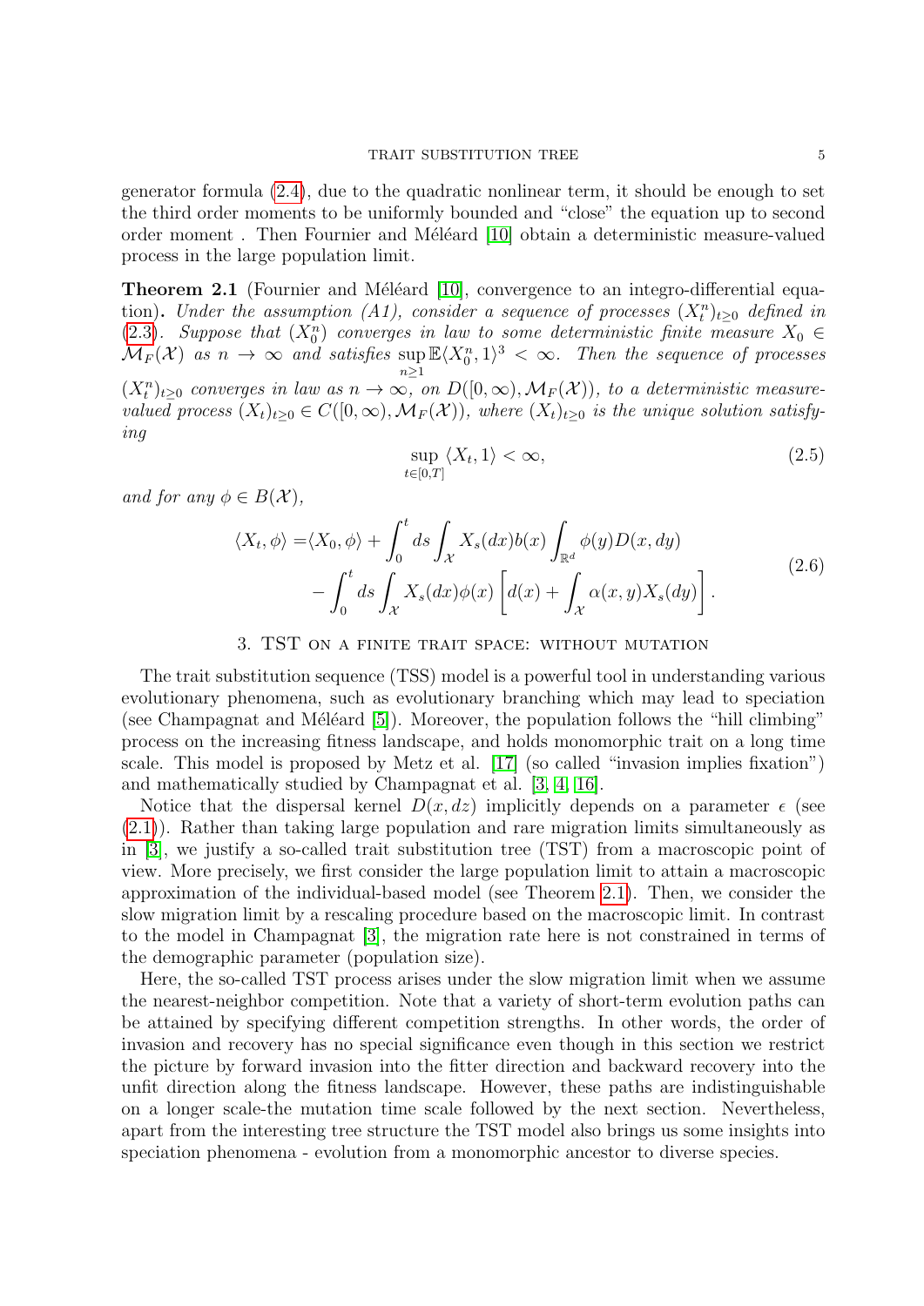generator formula (2.4), due to the quadratic nonlinear term, it should be enough to set the third order moments to be uniformly bounded and "close" the equation up to second order moment . Then Fournier and Méléard [10] obtain a deterministic measure-valued process in the large population limit.

**Theorem 2.1** (Fournier and Méléard [10], convergence to an integro-differential equation)**.** *Under the assumption (A1), consider a sequence of processes $(X_t^n)_{t\geq 0}$ defined in (2.3). Suppose that $(X_0^n)$ converges in law to some deterministic finite measure $X_0 \in \mathcal{M}_F(\mathcal{X})$ as $n \to \infty$ and satisfies $\sup_{n\geq 1} \mathbb{E}\langle X_0^n, 1\rangle^3 < \infty$. Then the sequence of processes $(X_t^n)_{t\geq 0}$ converges in law as $n \to \infty$, on $D([0,\infty), \mathcal{M}_F(\mathcal{X}))$, to a deterministic measure-valued process $(X_t)_{t\geq 0} \in C([0,\infty), \mathcal{M}_F(\mathcal{X}))$, where $(X_t)_{t\geq 0}$ is the unique solution satisfying*

$$\sup_{t\in[0,T]} \langle X_t, 1\rangle < \infty, \tag{2.5}$$

*and for any $\phi \in B(\mathcal{X})$,*

$$\begin{aligned} \langle X_t, \phi\rangle =& \langle X_0, \phi\rangle + \int_0^t ds \int_{\mathcal{X}} X_s(dx) b(x) \int_{\mathbb{R}^d} \phi(y) D(x, dy) \\ &- \int_0^t ds \int_{\mathcal{X}} X_s(dx) \phi(x) \left[ d(x) + \int_{\mathcal{X}} \alpha(x,y) X_s(dy) \right]. \end{aligned} \tag{2.6}$$

## 3. TST on a finite trait space: without mutation

The trait substitution sequence (TSS) model is a powerful tool in understanding various evolutionary phenomena, such as evolutionary branching which may lead to speciation (see Champagnat and Méléard [5]). Moreover, the population follows the "hill climbing" process on the increasing fitness landscape, and holds monomorphic trait on a long time scale. This model is proposed by Metz et al. [17] (so called "invasion implies fixation") and mathematically studied by Champagnat et al. [3, 4, 16].

Notice that the dispersal kernel $D(x, dz)$ implicitly depends on a parameter $\epsilon$ (see (2.1)). Rather than taking large population and rare migration limits simultaneously as in [3], we justify a so-called trait substitution tree (TST) from a macroscopic point of view. More precisely, we first consider the large population limit to attain a macroscopic approximation of the individual-based model (see Theorem 2.1). Then, we consider the slow migration limit by a rescaling procedure based on the macroscopic limit. In contrast to the model in Champagnat [3], the migration rate here is not constrained in terms of the demographic parameter (population size).

Here, the so-called TST process arises under the slow migration limit when we assume the nearest-neighbor competition. Note that a variety of short-term evolution paths can be attained by specifying different competition strengths. In other words, the order of invasion and recovery has no special significance even though in this section we restrict the picture by forward invasion into the fitter direction and backward recovery into the unfit direction along the fitness landscape. However, these paths are indistinguishable on a longer scale-the mutation time scale followed by the next section. Nevertheless, apart from the interesting tree structure the TST model also brings us some insights into speciation phenomena - evolution from a monomorphic ancestor to diverse species.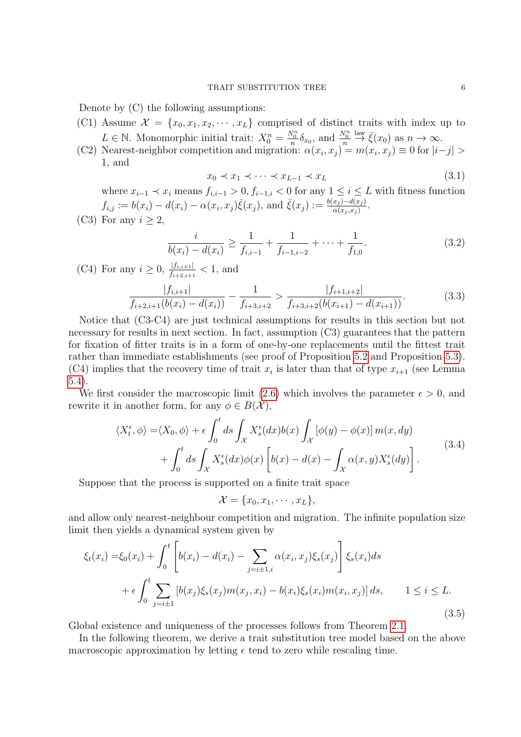Denote by (C) the following assumptions:

(C1) Assume $\mathcal{X} = \{x_0, x_1, x_2, \cdots, x_L\}$ comprised of distinct traits with index up to $L \in \mathbb{N}$. Monomorphic initial trait: $X_0^n = \frac{N_0^n}{n}\delta_{x_0}$, and $\frac{N_0^n}{n} \overset{\text{law}}{\to} \bar{\xi}(x_0)$ as $n \to \infty$.

(C2) Nearest-neighbor competition and migration: $\alpha(x_i, x_j) = m(x_i, x_j) \equiv 0$ for $|i-j| > 1$, and

$$x_0 \prec x_1 \prec \cdots \prec x_{L-1} \prec x_L \tag{3.1}$$

where $x_{i-1} \prec x_i$ means $f_{i,i-1} > 0, f_{i-1,i} < 0$ for any $1 \le i \le L$ with fitness function $f_{i,j} := b(x_i) - d(x_i) - \alpha(x_i, x_j)\bar{\xi}(x_j)$, and $\bar{\xi}(x_j) := \frac{b(x_j)-d(x_j)}{\alpha(x_j,x_j)}$.

(C3) For any $i \ge 2$,

$$\frac{i}{b(x_i) - d(x_i)} \ge \frac{1}{f_{i,i-1}} + \frac{1}{f_{i-1,i-2}} + \cdots + \frac{1}{f_{1,0}}. \tag{3.2}$$

(C4) For any $i \ge 0$, $\frac{|f_{i,i+1}|}{f_{i+2,i+1}} < 1$, and

$$\frac{|f_{i,i+1}|}{f_{i+2,i+1}(b(x_i) - d(x_i))} - \frac{1}{f_{i+3,i+2}} > \frac{|f_{i+1,i+2}|}{f_{i+3,i+2}(b(x_{i+1}) - d(x_{i+1}))}. \tag{3.3}$$

Notice that (C3-C4) are just technical assumptions for results in this section but not necessary for results in next section. In fact, assumption (C3) guarantees that the pattern for fixation of fitter traits is in a form of one-by-one replacements until the fittest trait rather than immediate establishments (see proof of Proposition 5.2 and Proposition 5.3). (C4) implies that the recovery time of trait $x_i$ is later than that of type $x_{i+1}$ (see Lemma 5.4).

We first consider the macroscopic limit (2.6) which involves the parameter $\epsilon > 0$, and rewrite it in another form, for any $\phi \in B(\mathcal{X})$,

$$\begin{aligned}\langle X_t^\epsilon, \phi\rangle =& \langle X_0, \phi\rangle + \epsilon \int_0^t ds \int_{\mathcal{X}} X_s^\epsilon(dx) b(x) \int_{\mathcal{X}} [\phi(y) - \phi(x)]\, m(x, dy) \\ &+ \int_0^t ds \int_{\mathcal{X}} X_s^\epsilon(dx)\phi(x) \left[b(x) - d(x) - \int_{\mathcal{X}} \alpha(x,y) X_s^\epsilon(dy)\right].\end{aligned} \tag{3.4}$$

Suppose that the process is supported on a finite trait space

$$\mathcal{X} = \{x_0, x_1, \cdots, x_L\},$$

and allow only nearest-neighbour competition and migration. The infinite population size limit then yields a dynamical system given by

$$\begin{aligned}\xi_t(x_i) =& \xi_0(x_i) + \int_0^t \left[b(x_i) - d(x_i) - \sum_{j=i\pm1,i} \alpha(x_i, x_j)\xi_s(x_j)\right] \xi_s(x_i) ds \\ &+ \epsilon \int_0^t \sum_{j=i\pm1} [b(x_j)\xi_s(x_j) m(x_j, x_i) - b(x_i)\xi_s(x_i) m(x_i, x_j)]\, ds, \qquad 1 \le i \le L.\end{aligned} \tag{3.5}$$

Global existence and uniqueness of the processes follows from Theorem 2.1.

In the following theorem, we derive a trait substitution tree model based on the above macroscopic approximation by letting $\epsilon$ tend to zero while rescaling time.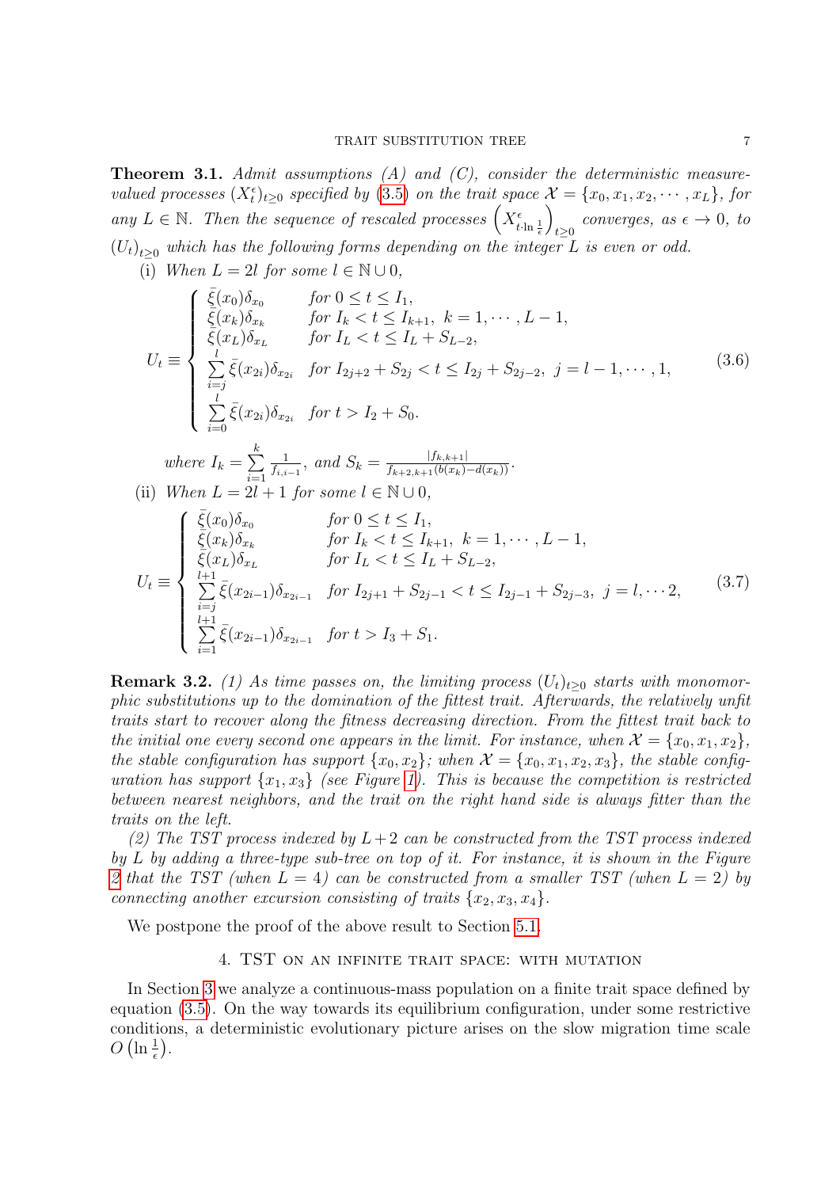**Theorem 3.1.** *Admit assumptions (A) and (C), consider the deterministic measure-valued processes $(X_t^\epsilon)_{t\geq 0}$ specified by (3.5) on the trait space $\mathcal{X} = \{x_0, x_1, x_2, \cdots, x_L\}$, for any $L \in \mathbb{N}$. Then the sequence of rescaled processes $\left(X^\epsilon_{t\cdot \ln\frac{1}{\epsilon}}\right)_{t\geq 0}$ converges, as $\epsilon \to 0$, to $(U_t)_{t\geq 0}$ which has the following forms depending on the integer $L$ is even or odd.*

(i) *When $L = 2l$ for some $l \in \mathbb{N}\cup 0$,*

$$
U_t \equiv \begin{cases} \bar{\xi}(x_0)\delta_{x_0} & \text{for } 0 \leq t \leq I_1, \\ \bar{\xi}(x_k)\delta_{x_k} & \text{for } I_k < t \leq I_{k+1},\ k = 1, \cdots, L-1, \\ \bar{\xi}(x_L)\delta_{x_L} & \text{for } I_L < t \leq I_L + S_{L-2}, \\ \sum\limits_{i=j}^{l} \bar{\xi}(x_{2i})\delta_{x_{2i}} & \text{for } I_{2j+2} + S_{2j} < t \leq I_{2j} + S_{2j-2},\ j = l-1, \cdots, 1, \\ \sum\limits_{i=0}^{l} \bar{\xi}(x_{2i})\delta_{x_{2i}} & \text{for } t > I_2 + S_0. \end{cases} \tag{3.6}
$$

*where $I_k = \sum\limits_{i=1}^{k} \frac{1}{f_{i,i-1}}$, and $S_k = \frac{|f_{k,k+1}|}{f_{k+2,k+1}(b(x_k)-d(x_k))}$.*

(ii) *When $L = 2l+1$ for some $l \in \mathbb{N}\cup 0$,*

$$
U_t \equiv \begin{cases} \bar{\xi}(x_0)\delta_{x_0} & \text{for } 0 \leq t \leq I_1, \\ \bar{\xi}(x_k)\delta_{x_k} & \text{for } I_k < t \leq I_{k+1},\ k = 1, \cdots, L-1, \\ \bar{\xi}(x_L)\delta_{x_L} & \text{for } I_L < t \leq I_L + S_{L-2}, \\ \sum\limits_{i=j}^{l+1} \bar{\xi}(x_{2i-1})\delta_{x_{2i-1}} & \text{for } I_{2j+1} + S_{2j-1} < t \leq I_{2j-1} + S_{2j-3},\ j = l, \cdots 2, \\ \sum\limits_{i=1}^{l+1} \bar{\xi}(x_{2i-1})\delta_{x_{2i-1}} & \text{for } t > I_3 + S_1. \end{cases} \tag{3.7}
$$

**Remark 3.2.** *(1) As time passes on, the limiting process $(U_t)_{t\geq 0}$ starts with monomorphic substitutions up to the domination of the fittest trait. Afterwards, the relatively unfit traits start to recover along the fitness decreasing direction. From the fittest trait back to the initial one every second one appears in the limit. For instance, when $\mathcal{X} = \{x_0, x_1, x_2\}$, the stable configuration has support $\{x_0, x_2\}$; when $\mathcal{X} = \{x_0, x_1, x_2, x_3\}$, the stable configuration has support $\{x_1, x_3\}$ (see Figure 1). This is because the competition is restricted between nearest neighbors, and the trait on the right hand side is always fitter than the traits on the left.*

*(2) The TST process indexed by $L+2$ can be constructed from the TST process indexed by $L$ by adding a three-type sub-tree on top of it. For instance, it is shown in the Figure 2 that the TST (when $L = 4$) can be constructed from a smaller TST (when $L = 2$) by connecting another excursion consisting of traits $\{x_2, x_3, x_4\}$.*

We postpone the proof of the above result to Section 5.1.

## 4. TST on an infinite trait space: with mutation

In Section 3 we analyze a continuous-mass population on a finite trait space defined by equation (3.5). On the way towards its equilibrium configuration, under some restrictive conditions, a deterministic evolutionary picture arises on the slow migration time scale $O\left(\ln\frac{1}{\epsilon}\right)$.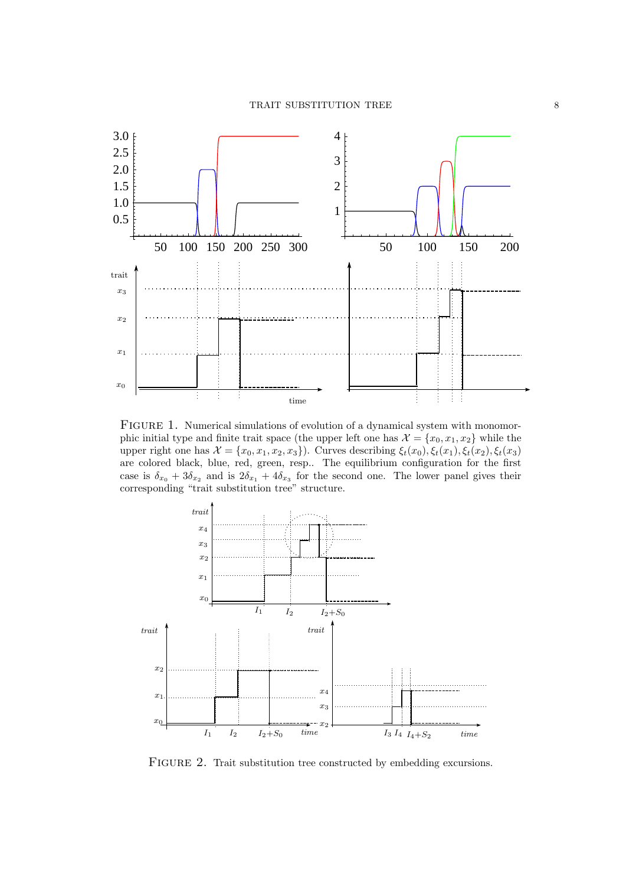Figure 1. Numerical simulations of evolution of a dynamical system with monomorphic initial type and finite trait space (the upper left one has $\mathcal{X} = \{x_0, x_1, x_2\}$ while the upper right one has $\mathcal{X} = \{x_0, x_1, x_2, x_3\}$). Curves describing $\xi_t(x_0), \xi_t(x_1), \xi_t(x_2), \xi_t(x_3)$ are colored black, blue, red, green, resp.. The equilibrium configuration for the first case is $\delta_{x_0} + 3\delta_{x_2}$ and is $2\delta_{x_1} + 4\delta_{x_3}$ for the second one. The lower panel gives their corresponding "trait substitution tree" structure.

Figure 2. Trait substitution tree constructed by embedding excursions.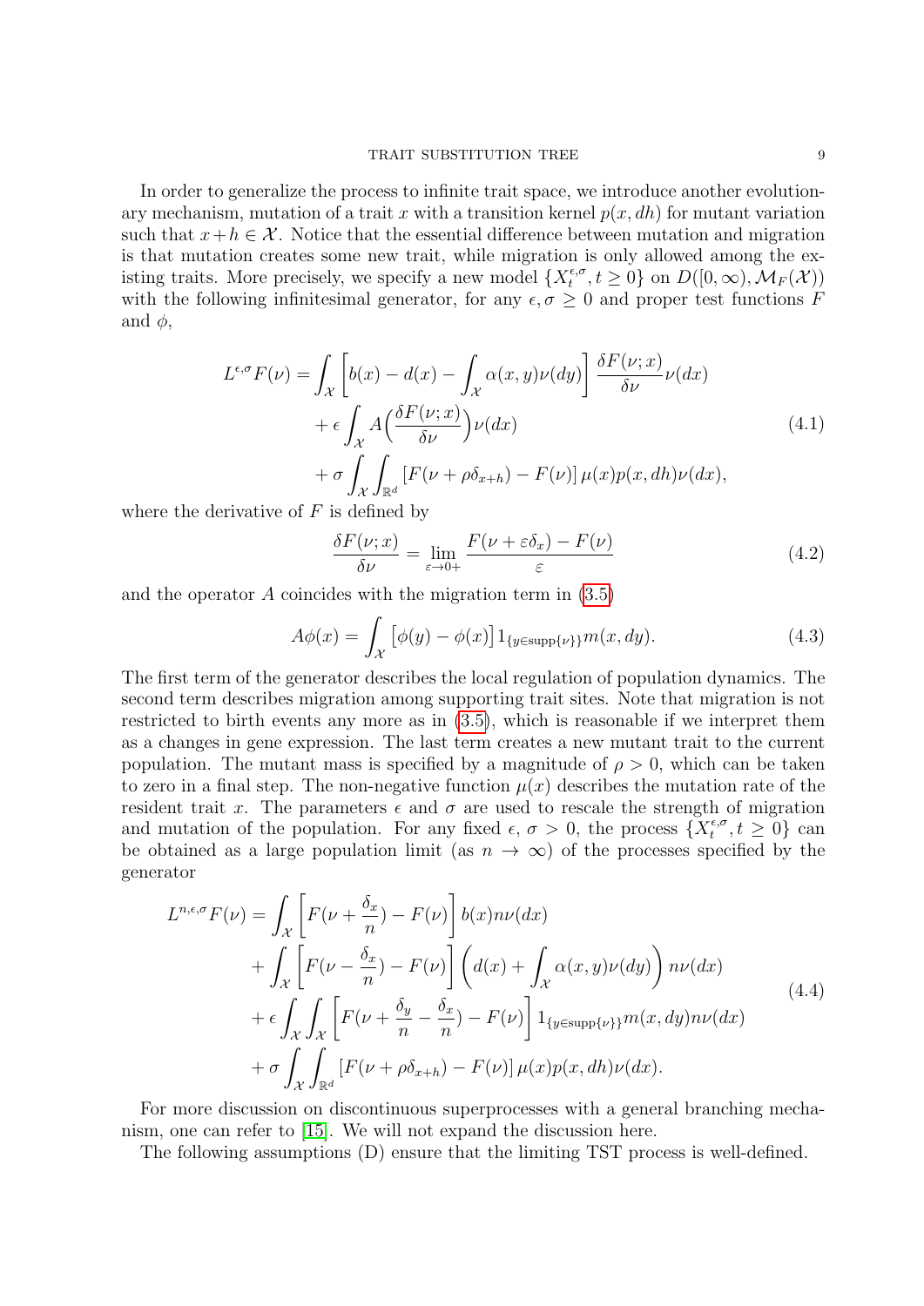In order to generalize the process to infinite trait space, we introduce another evolutionary mechanism, mutation of a trait $x$ with a transition kernel $p(x, dh)$ for mutant variation such that $x+h \in \mathcal{X}$. Notice that the essential difference between mutation and migration is that mutation creates some new trait, while migration is only allowed among the existing traits. More precisely, we specify a new model $\{X_t^{\epsilon,\sigma}, t \geq 0\}$ on $D([0,\infty), \mathcal{M}_F(\mathcal{X}))$ with the following infinitesimal generator, for any $\epsilon, \sigma \geq 0$ and proper test functions $F$ and $\phi$,

$$
\begin{aligned}
L^{\epsilon,\sigma}F(\nu) = & \int_{\mathcal{X}} \left[ b(x) - d(x) - \int_{\mathcal{X}} \alpha(x,y)\nu(dy) \right] \frac{\delta F(\nu;x)}{\delta \nu} \nu(dx) \\
& + \epsilon \int_{\mathcal{X}} A\Big(\frac{\delta F(\nu;x)}{\delta \nu}\Big) \nu(dx) \\
& + \sigma \int_{\mathcal{X}} \int_{\mathbb{R}^d} \left[ F(\nu + \rho \delta_{x+h}) - F(\nu) \right] \mu(x) p(x,dh) \nu(dx),
\end{aligned} \tag{4.1}
$$

where the derivative of $F$ is defined by

$$
\frac{\delta F(\nu;x)}{\delta \nu} = \lim_{\varepsilon \to 0+} \frac{F(\nu + \varepsilon \delta_x) - F(\nu)}{\varepsilon} \tag{4.2}
$$

and the operator $A$ coincides with the migration term in (3.5)

$$
A\phi(x) = \int_{\mathcal{X}} \big[\phi(y) - \phi(x)\big] 1_{\{y \in \mathrm{supp}\{\nu\}\}} m(x,dy). \tag{4.3}
$$

The first term of the generator describes the local regulation of population dynamics. The second term describes migration among supporting trait sites. Note that migration is not restricted to birth events any more as in (3.5), which is reasonable if we interpret them as a changes in gene expression. The last term creates a new mutant trait to the current population. The mutant mass is specified by a magnitude of $\rho > 0$, which can be taken to zero in a final step. The non-negative function $\mu(x)$ describes the mutation rate of the resident trait $x$. The parameters $\epsilon$ and $\sigma$ are used to rescale the strength of migration and mutation of the population. For any fixed $\epsilon$, $\sigma > 0$, the process $\{X_t^{\epsilon,\sigma}, t \geq 0\}$ can be obtained as a large population limit (as $n \to \infty$) of the processes specified by the generator

$$
\begin{aligned}
L^{n,\epsilon,\sigma}F(\nu) = & \int_{\mathcal{X}} \left[ F(\nu + \frac{\delta_x}{n}) - F(\nu) \right] b(x) n\nu(dx) \\
& + \int_{\mathcal{X}} \left[ F(\nu - \frac{\delta_x}{n}) - F(\nu) \right] \left( d(x) + \int_{\mathcal{X}} \alpha(x,y)\nu(dy) \right) n\nu(dx) \\
& + \epsilon \int_{\mathcal{X}} \int_{\mathcal{X}} \left[ F(\nu + \frac{\delta_y}{n} - \frac{\delta_x}{n}) - F(\nu) \right] 1_{\{y \in \mathrm{supp}\{\nu\}\}} m(x,dy) n\nu(dx) \\
& + \sigma \int_{\mathcal{X}} \int_{\mathbb{R}^d} \left[ F(\nu + \rho \delta_{x+h}) - F(\nu) \right] \mu(x) p(x,dh) \nu(dx).
\end{aligned} \tag{4.4}
$$

For more discussion on discontinuous superprocesses with a general branching mechanism, one can refer to [15]. We will not expand the discussion here.

The following assumptions (D) ensure that the limiting TST process is well-defined.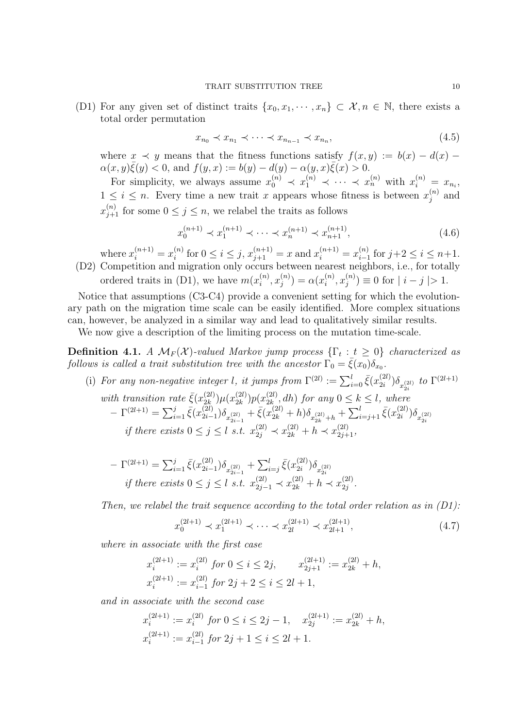(D1) For any given set of distinct traits $\{x_0, x_1, \cdots, x_n\} \subset \mathcal{X}, n \in \mathbb{N}$, there exists a total order permutation

$$x_{n_0} \prec x_{n_1} \prec \cdots \prec x_{n_{n-1}} \prec x_{n_n}, \tag{4.5}$$

where $x \prec y$ means that the fitness functions satisfy $f(x, y) := b(x) - d(x) - \alpha(x, y)\bar{\xi}(y) < 0$, and $f(y, x) := b(y) - d(y) - \alpha(y, x)\bar{\xi}(x) > 0$.

For simplicity, we always assume $x_0^{(n)} \prec x_1^{(n)} \prec \cdots \prec x_n^{(n)}$ with $x_i^{(n)} = x_{n_i}$, $1 \leq i \leq n$. Every time a new trait $x$ appears whose fitness is between $x_j^{(n)}$ and $x_{j+1}^{(n)}$ for some $0 \leq j \leq n$, we relabel the traits as follows

$$x_0^{(n+1)} \prec x_1^{(n+1)} \prec \cdots \prec x_n^{(n+1)} \prec x_{n+1}^{(n+1)}, \tag{4.6}$$

where $x_i^{(n+1)} = x_i^{(n)}$ for $0 \leq i \leq j$, $x_{j+1}^{(n+1)} = x$ and $x_i^{(n+1)} = x_{i-1}^{(n)}$ for $j+2 \leq i \leq n+1$.

(D2) Competition and migration only occurs between nearest neighbors, i.e., for totally ordered traits in (D1), we have $m(x_i^{(n)}, x_j^{(n)}) = \alpha(x_i^{(n)}, x_j^{(n)}) \equiv 0$ for $| i - j | > 1$.

Notice that assumptions (C3-C4) provide a convenient setting for which the evolutionary path on the migration time scale can be easily identified. More complex situations can, however, be analyzed in a similar way and lead to qualitatively similar results.

We now give a description of the limiting process on the mutation time-scale.

**Definition 4.1.** *A $\mathcal{M}_F(\mathcal{X})$-valued Markov jump process $\{\Gamma_t : t \geq 0\}$ characterized as follows is called a trait substitution tree with the ancestor $\Gamma_0 = \bar{\xi}(x_0)\delta_{x_0}$.*

(i) *For any non-negative integer $l$, it jumps from $\Gamma^{(2l)} := \sum_{i=0}^{l} \bar{\xi}(x_{2i}^{(2l)})\delta_{x_{2i}^{(2l)}}$ to $\Gamma^{(2l+1)}$ with transition rate $\bar{\xi}(x_{2k}^{(2l)})\mu(x_{2k}^{(2l)})p(x_{2k}^{(2l)}, dh)$ for any $0 \leq k \leq l$, where*

– $\Gamma^{(2l+1)} = \sum_{i=1}^{j} \bar{\xi}(x_{2i-1}^{(2l)})\delta_{x_{2i-1}^{(2l)}} + \bar{\xi}(x_{2k}^{(2l)} + h)\delta_{x_{2k}^{(2l)}+h} + \sum_{i=j+1}^{l} \bar{\xi}(x_{2i}^{(2l)})\delta_{x_{2i}^{(2l)}}$ *if there exists $0 \leq j \leq l$ s.t. $x_{2j}^{(2l)} \prec x_{2k}^{(2l)} + h \prec x_{2j+1}^{(2l)}$,*

– $\Gamma^{(2l+1)} = \sum_{i=1}^{j} \bar{\xi}(x_{2i-1}^{(2l)})\delta_{x_{2i-1}^{(2l)}} + \sum_{i=j}^{l} \bar{\xi}(x_{2i}^{(2l)})\delta_{x_{2i}^{(2l)}}$ *if there exists $0 \leq j \leq l$ s.t. $x_{2j-1}^{(2l)} \prec x_{2k}^{(2l)} + h \prec x_{2j}^{(2l)}$.*

*Then, we relabel the trait sequence according to the total order relation as in (D1):*

$$x_0^{(2l+1)} \prec x_1^{(2l+1)} \prec \cdots \prec x_{2l}^{(2l+1)} \prec x_{2l+1}^{(2l+1)}, \tag{4.7}$$

*where in associate with the first case*

$$x_i^{(2l+1)} := x_i^{(2l)} \text{ for } 0 \leq i \leq 2j, \qquad x_{2j+1}^{(2l+1)} := x_{2k}^{(2l)} + h,$$
$$x_i^{(2l+1)} := x_{i-1}^{(2l)} \text{ for } 2j+2 \leq i \leq 2l+1,$$

*and in associate with the second case*

$$x_i^{(2l+1)} := x_i^{(2l)} \text{ for } 0 \leq i \leq 2j-1, \quad x_{2j}^{(2l+1)} := x_{2k}^{(2l)} + h,$$
$$x_i^{(2l+1)} := x_{i-1}^{(2l)} \text{ for } 2j+1 \leq i \leq 2l+1.$$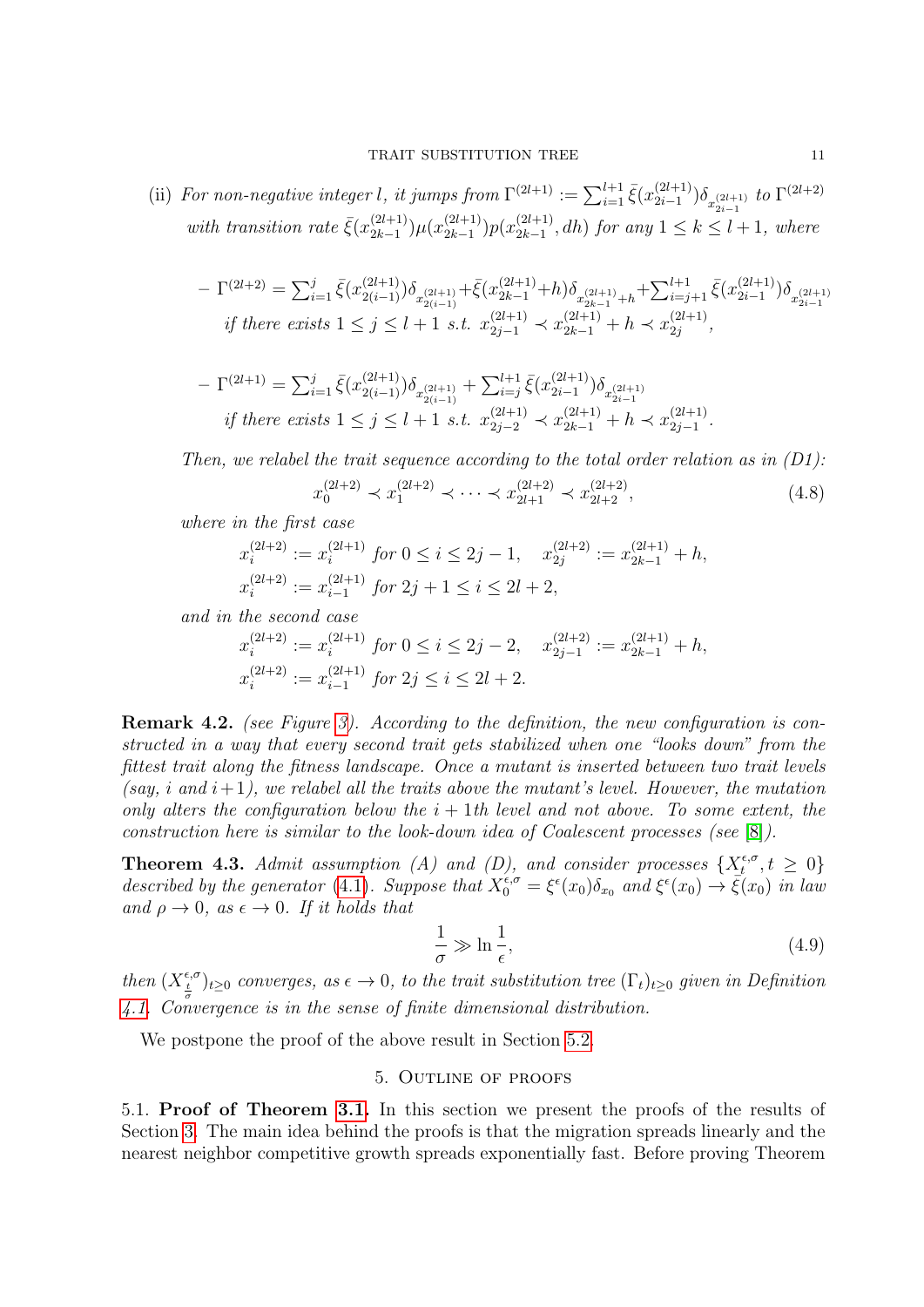(ii) *For non-negative integer $l$, it jumps from $\Gamma^{(2l+1)} := \sum_{i=1}^{l+1} \bar{\xi}(x_{2i-1}^{(2l+1)})\delta_{x_{2i-1}^{(2l+1)}}$ to $\Gamma^{(2l+2)}$ with transition rate $\bar{\xi}(x_{2k-1}^{(2l+1)})\mu(x_{2k-1}^{(2l+1)})p(x_{2k-1}^{(2l+1)}, dh)$ for any $1 \le k \le l+1$, where*

- $\Gamma^{(2l+2)} = \sum_{i=1}^{j} \bar{\xi}(x_{2(i-1)}^{(2l+1)})\delta_{x_{2(i-1)}^{(2l+1)}} + \bar{\xi}(x_{2k-1}^{(2l+1)}+h)\delta_{x_{2k-1}^{(2l+1)}+h} + \sum_{i=j+1}^{l+1} \bar{\xi}(x_{2i-1}^{(2l+1)})\delta_{x_{2i-1}^{(2l+1)}}$ *if there exists $1 \le j \le l+1$ s.t. $x_{2j-1}^{(2l+1)} \prec x_{2k-1}^{(2l+1)} + h \prec x_{2j}^{(2l+1)}$,*

- $\Gamma^{(2l+1)} = \sum_{i=1}^{j} \bar{\xi}(x_{2(i-1)}^{(2l+1)})\delta_{x_{2(i-1)}^{(2l+1)}} + \sum_{i=j}^{l+1} \bar{\xi}(x_{2i-1}^{(2l+1)})\delta_{x_{2i-1}^{(2l+1)}}$ *if there exists $1 \le j \le l+1$ s.t. $x_{2j-2}^{(2l+1)} \prec x_{2k-1}^{(2l+1)} + h \prec x_{2j-1}^{(2l+1)}$.*

*Then, we relabel the trait sequence according to the total order relation as in (D1):*

$$x_0^{(2l+2)} \prec x_1^{(2l+2)} \prec \cdots \prec x_{2l+1}^{(2l+2)} \prec x_{2l+2}^{(2l+2)}, \tag{4.8}$$

*where in the first case*

$$x_i^{(2l+2)} := x_i^{(2l+1)} \text{ for } 0 \le i \le 2j-1, \quad x_{2j}^{(2l+2)} := x_{2k-1}^{(2l+1)} + h,$$
$$x_i^{(2l+2)} := x_{i-1}^{(2l+1)} \text{ for } 2j+1 \le i \le 2l+2,$$

*and in the second case*

$$x_i^{(2l+2)} := x_i^{(2l+1)} \text{ for } 0 \le i \le 2j-2, \quad x_{2j-1}^{(2l+2)} := x_{2k-1}^{(2l+1)} + h,$$
$$x_i^{(2l+2)} := x_{i-1}^{(2l+1)} \text{ for } 2j \le i \le 2l+2.$$

**Remark 4.2.** *(see Figure 3). According to the definition, the new configuration is constructed in a way that every second trait gets stabilized when one "looks down" from the fittest trait along the fitness landscape. Once a mutant is inserted between two trait levels (say, $i$ and $i+1$), we relabel all the traits above the mutant's level. However, the mutation only alters the configuration below the $i+1$th level and not above. To some extent, the construction here is similar to the look-down idea of Coalescent processes (see [8]).*

**Theorem 4.3.** *Admit assumption (A) and (D), and consider processes $\{X_t^{\epsilon,\sigma}, t \ge 0\}$ described by the generator (4.1). Suppose that $X_0^{\epsilon,\sigma} = \xi^\epsilon(x_0)\delta_{x_0}$ and $\xi^\epsilon(x_0) \to \bar{\xi}(x_0)$ in law and $\rho \to 0$, as $\epsilon \to 0$. If it holds that*

$$\frac{1}{\sigma} \gg \ln \frac{1}{\epsilon}, \tag{4.9}$$

*then $(X_{\frac{t}{\sigma}}^{\epsilon,\sigma})_{t\ge 0}$ converges, as $\epsilon \to 0$, to the trait substitution tree $(\Gamma_t)_{t\ge 0}$ given in Definition 4.1. Convergence is in the sense of finite dimensional distribution.*

We postpone the proof of the above result in Section 5.2.

## 5. Outline of proofs

5.1. **Proof of Theorem 3.1.** In this section we present the proofs of the results of Section 3. The main idea behind the proofs is that the migration spreads linearly and the nearest neighbor competitive growth spreads exponentially fast. Before proving Theorem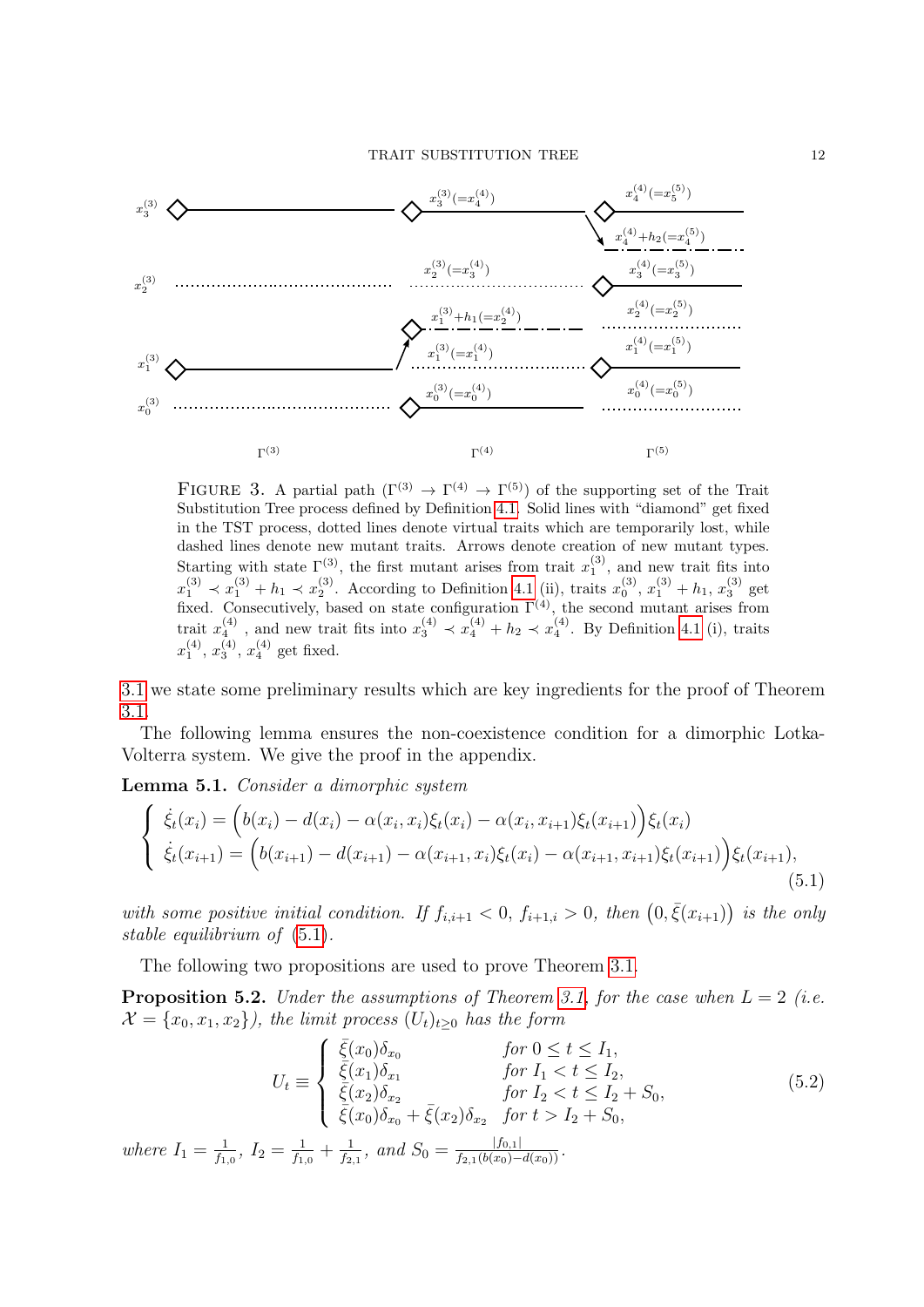FIGURE 3. A partial path ($\Gamma^{(3)} \to \Gamma^{(4)} \to \Gamma^{(5)}$) of the supporting set of the Trait Substitution Tree process defined by Definition 4.1. Solid lines with "diamond" get fixed in the TST process, dotted lines denote virtual traits which are temporarily lost, while dashed lines denote new mutant traits. Arrows denote creation of new mutant types. Starting with state $\Gamma^{(3)}$, the first mutant arises from trait $x_1^{(3)}$, and new trait fits into $x_1^{(3)} \prec x_1^{(3)} + h_1 \prec x_2^{(3)}$. According to Definition 4.1 (ii), traits $x_0^{(3)}$, $x_1^{(3)} + h_1$, $x_3^{(3)}$ get fixed. Consecutively, based on state configuration $\Gamma^{(4)}$, the second mutant arises from trait $x_4^{(4)}$ , and new trait fits into $x_3^{(4)} \prec x_4^{(4)} + h_2 \prec x_4^{(4)}$. By Definition 4.1 (i), traits $x_1^{(4)}$, $x_3^{(4)}$, $x_4^{(4)}$ get fixed.

3.1 we state some preliminary results which are key ingredients for the proof of Theorem 3.1.

The following lemma ensures the non-coexistence condition for a dimorphic Lotka-Volterra system. We give the proof in the appendix.

**Lemma 5.1.** *Consider a dimorphic system*

$$\begin{cases} \dot{\xi}_t(x_i) = \Big(b(x_i) - d(x_i) - \alpha(x_i, x_i)\xi_t(x_i) - \alpha(x_i, x_{i+1})\xi_t(x_{i+1})\Big)\xi_t(x_i) \\ \dot{\xi}_t(x_{i+1}) = \Big(b(x_{i+1}) - d(x_{i+1}) - \alpha(x_{i+1}, x_i)\xi_t(x_i) - \alpha(x_{i+1}, x_{i+1})\xi_t(x_{i+1})\Big)\xi_t(x_{i+1}), \end{cases} \tag{5.1}$$

*with some positive initial condition. If $f_{i,i+1} < 0$, $f_{i+1,i} > 0$, then $\big(0, \bar{\xi}(x_{i+1})\big)$ is the only stable equilibrium of (5.1).*

The following two propositions are used to prove Theorem 3.1.

**Proposition 5.2.** *Under the assumptions of Theorem 3.1, for the case when $L = 2$ (i.e. $\mathcal{X} = \{x_0, x_1, x_2\}$), the limit process $(U_t)_{t\geq 0}$ has the form*

$$U_t \equiv \begin{cases} \bar{\xi}(x_0)\delta_{x_0} & \text{for } 0 \leq t \leq I_1, \\ \bar{\xi}(x_1)\delta_{x_1} & \text{for } I_1 < t \leq I_2, \\ \bar{\xi}(x_2)\delta_{x_2} & \text{for } I_2 < t \leq I_2 + S_0, \\ \bar{\xi}(x_0)\delta_{x_0} + \bar{\xi}(x_2)\delta_{x_2} & \text{for } t > I_2 + S_0, \end{cases} \tag{5.2}$$

*where $I_1 = \frac{1}{f_{1,0}}$, $I_2 = \frac{1}{f_{1,0}} + \frac{1}{f_{2,1}}$, and $S_0 = \frac{|f_{0,1}|}{f_{2,1}(b(x_0)-d(x_0))}$.*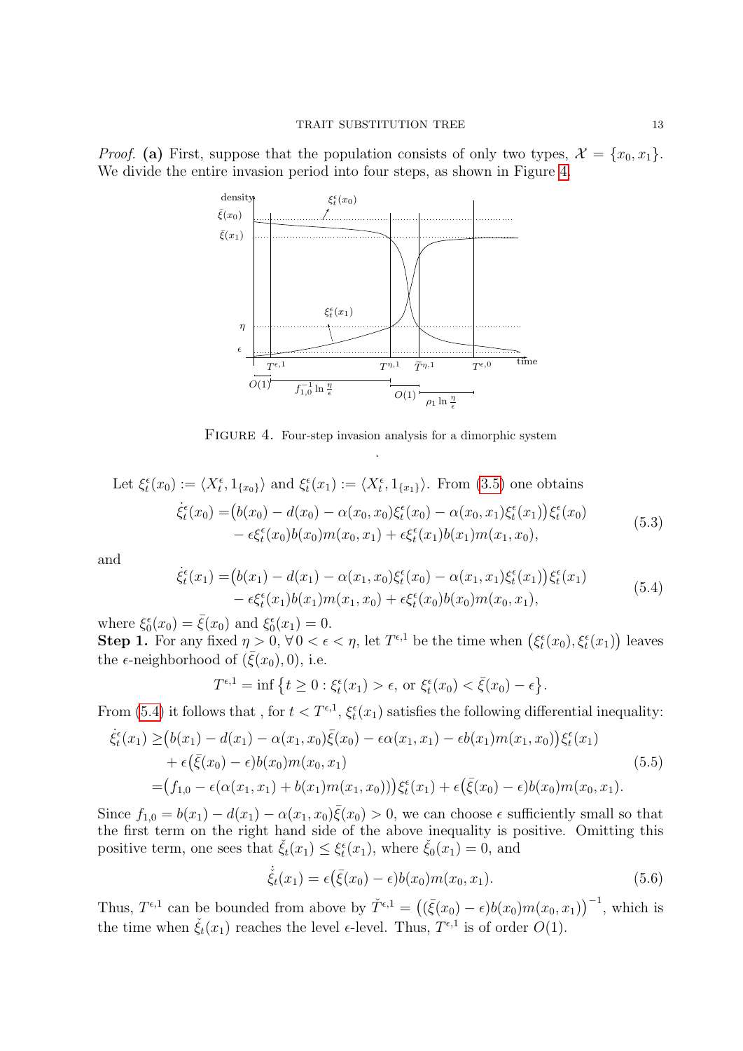*Proof.* **(a)** First, suppose that the population consists of only two types, $\mathcal{X} = \{x_0, x_1\}$. We divide the entire invasion period into four steps, as shown in Figure 4.

FIGURE 4. Four-step invasion analysis for a dimorphic system

Let $\xi_t^\epsilon(x_0) := \langle X_t^\epsilon, 1_{\{x_0\}}\rangle$ and $\xi_t^\epsilon(x_1) := \langle X_t^\epsilon, 1_{\{x_1\}}\rangle$. From (3.5) one obtains

$$
\begin{aligned}
\dot{\xi}_t^\epsilon(x_0) =& \big(b(x_0) - d(x_0) - \alpha(x_0, x_0)\xi_t^\epsilon(x_0) - \alpha(x_0, x_1)\xi_t^\epsilon(x_1)\big)\xi_t^\epsilon(x_0) \\
&- \epsilon\xi_t^\epsilon(x_0)b(x_0)m(x_0, x_1) + \epsilon\xi_t^\epsilon(x_1)b(x_1)m(x_1, x_0),
\end{aligned}
\tag{5.3}
$$

and

$$
\begin{aligned}
\dot{\xi}_t^\epsilon(x_1) =& \big(b(x_1) - d(x_1) - \alpha(x_1, x_0)\xi_t^\epsilon(x_0) - \alpha(x_1, x_1)\xi_t^\epsilon(x_1)\big)\xi_t^\epsilon(x_1) \\
&- \epsilon\xi_t^\epsilon(x_1)b(x_1)m(x_1, x_0) + \epsilon\xi_t^\epsilon(x_0)b(x_0)m(x_0, x_1),
\end{aligned}
\tag{5.4}
$$

where $\xi_0^\epsilon(x_0) = \bar{\xi}(x_0)$ and $\xi_0^\epsilon(x_1) = 0$.

**Step 1.** For any fixed $\eta > 0$, $\forall\, 0 < \epsilon < \eta$, let $T^{\epsilon,1}$ be the time when $\big(\xi_t^\epsilon(x_0), \xi_t^\epsilon(x_1)\big)$ leaves the $\epsilon$-neighborhood of $(\bar{\xi}(x_0), 0)$, i.e.

$$
T^{\epsilon,1} = \inf\big\{t \geq 0 : \xi_t^\epsilon(x_1) > \epsilon, \text{ or } \xi_t^\epsilon(x_0) < \bar{\xi}(x_0) - \epsilon\big\}.
$$

From (5.4) it follows that , for $t < T^{\epsilon,1}$, $\xi_t^\epsilon(x_1)$ satisfies the following differential inequality:

$$
\begin{aligned}
\dot{\xi}_t^\epsilon(x_1) \geq& \big(b(x_1) - d(x_1) - \alpha(x_1, x_0)\bar{\xi}(x_0) - \epsilon\alpha(x_1, x_1) - \epsilon b(x_1)m(x_1, x_0)\big)\xi_t^\epsilon(x_1) \\
&+ \epsilon\big(\bar{\xi}(x_0) - \epsilon\big)b(x_0)m(x_0, x_1) \\
=& \big(f_{1,0} - \epsilon(\alpha(x_1, x_1) + b(x_1)m(x_1, x_0))\big)\xi_t^\epsilon(x_1) + \epsilon\big(\bar{\xi}(x_0) - \epsilon\big)b(x_0)m(x_0, x_1).
\end{aligned}
\tag{5.5}
$$

Since $f_{1,0} = b(x_1) - d(x_1) - \alpha(x_1, x_0)\bar{\xi}(x_0) > 0$, we can choose $\epsilon$ sufficiently small so that the first term on the right hand side of the above inequality is positive. Omitting this positive term, one sees that $\check{\xi}_t(x_1) \leq \xi_t^\epsilon(x_1)$, where $\check{\xi}_0(x_1) = 0$, and

$$
\dot{\check{\xi}}_t(x_1) = \epsilon\big(\bar{\xi}(x_0) - \epsilon\big)b(x_0)m(x_0, x_1).
\tag{5.6}
$$

Thus, $T^{\epsilon,1}$ can be bounded from above by $\check{T}^{\epsilon,1} = \big((\bar{\xi}(x_0) - \epsilon)b(x_0)m(x_0, x_1)\big)^{-1}$, which is the time when $\check{\xi}_t(x_1)$ reaches the level $\epsilon$-level. Thus, $T^{\epsilon,1}$ is of order $O(1)$.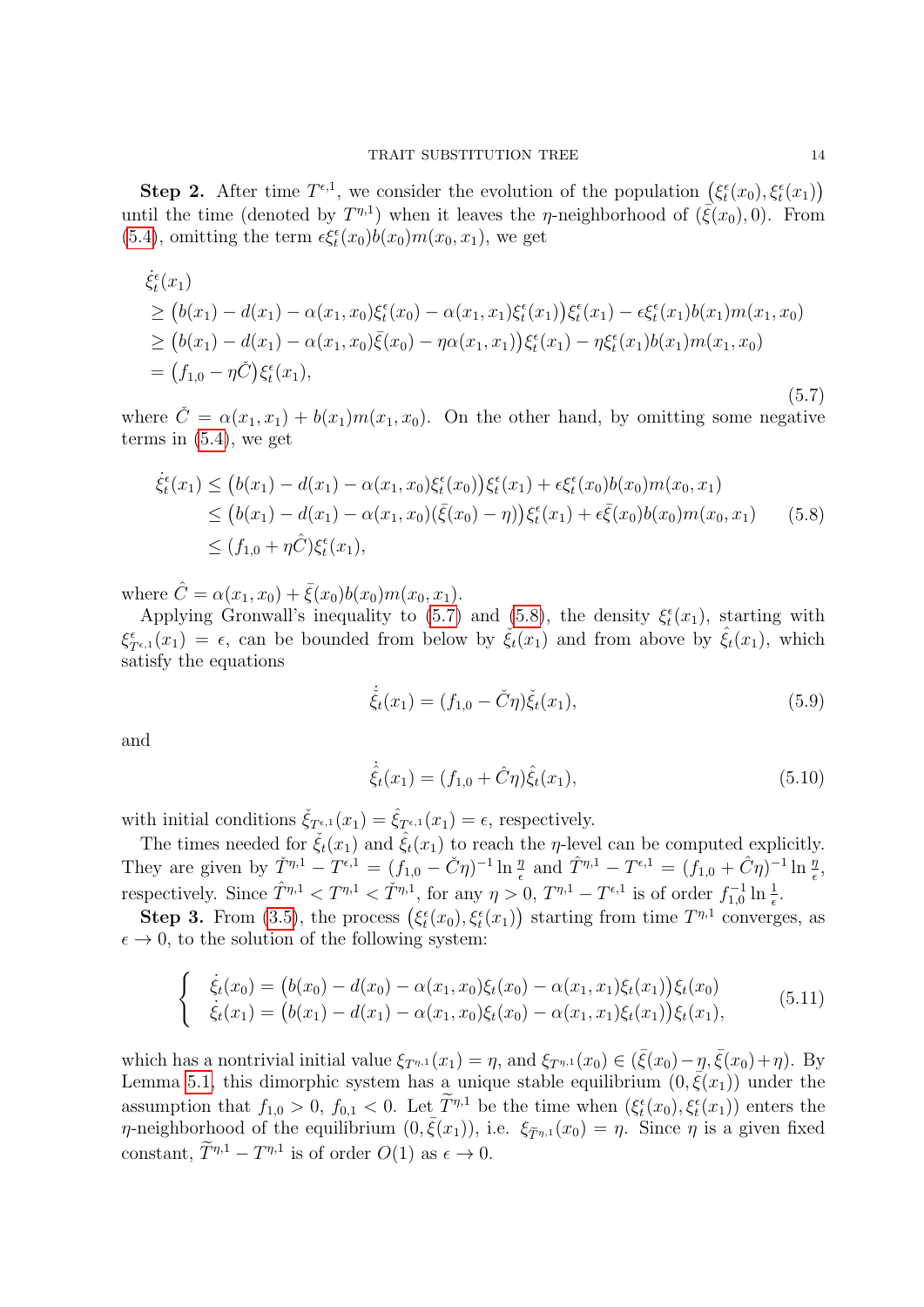**Step 2.** After time $T^{\epsilon,1}$, we consider the evolution of the population $\big(\xi_t^\epsilon(x_0), \xi_t^\epsilon(x_1)\big)$ until the time (denoted by $T^{\eta,1}$) when it leaves the $\eta$-neighborhood of $(\bar{\xi}(x_0), 0)$. From (5.4), omitting the term $\epsilon\xi_t^\epsilon(x_0)b(x_0)m(x_0,x_1)$, we get

$$
\begin{aligned}
&\dot{\xi}_t^\epsilon(x_1) \\
&\geq \big(b(x_1) - d(x_1) - \alpha(x_1,x_0)\xi_t^\epsilon(x_0) - \alpha(x_1,x_1)\xi_t^\epsilon(x_1)\big)\xi_t^\epsilon(x_1) - \epsilon\xi_t^\epsilon(x_1)b(x_1)m(x_1,x_0) \\
&\geq \big(b(x_1) - d(x_1) - \alpha(x_1,x_0)\bar{\xi}(x_0) - \eta\alpha(x_1,x_1)\big)\xi_t^\epsilon(x_1) - \eta\xi_t^\epsilon(x_1)b(x_1)m(x_1,x_0) \\
&= \big(f_{1,0} - \eta\check{C}\big)\xi_t^\epsilon(x_1),
\end{aligned}
\tag{5.7}
$$

where $\check{C} = \alpha(x_1,x_1) + b(x_1)m(x_1,x_0)$. On the other hand, by omitting some negative terms in (5.4), we get

$$
\begin{aligned}
\dot{\xi}_t^\epsilon(x_1) &\leq \big(b(x_1) - d(x_1) - \alpha(x_1,x_0)\xi_t^\epsilon(x_0)\big)\xi_t^\epsilon(x_1) + \epsilon\xi_t^\epsilon(x_0)b(x_0)m(x_0,x_1) \\
&\leq \big(b(x_1) - d(x_1) - \alpha(x_1,x_0)(\bar{\xi}(x_0) - \eta)\big)\xi_t^\epsilon(x_1) + \epsilon\bar{\xi}(x_0)b(x_0)m(x_0,x_1) \\
&\leq (f_{1,0} + \eta\hat{C})\xi_t^\epsilon(x_1),
\end{aligned}
\tag{5.8}
$$

where $\hat{C} = \alpha(x_1,x_0) + \bar{\xi}(x_0)b(x_0)m(x_0,x_1)$.

Applying Gronwall's inequality to (5.7) and (5.8), the density $\xi_t^\epsilon(x_1)$, starting with $\xi_{T^{\epsilon,1}}^\epsilon(x_1) = \epsilon$, can be bounded from below by $\check{\xi}_t(x_1)$ and from above by $\hat{\xi}_t(x_1)$, which satisfy the equations

$$
\dot{\check{\xi}}_t(x_1) = (f_{1,0} - \check{C}\eta)\check{\xi}_t(x_1), \tag{5.9}
$$

and

$$
\dot{\hat{\xi}}_t(x_1) = (f_{1,0} + \hat{C}\eta)\hat{\xi}_t(x_1), \tag{5.10}
$$

with initial conditions $\check{\xi}_{T^{\epsilon,1}}(x_1) = \hat{\xi}_{T^{\epsilon,1}}(x_1) = \epsilon$, respectively.

The times needed for $\check{\xi}_t(x_1)$ and $\hat{\xi}_t(x_1)$ to reach the $\eta$-level can be computed explicitly. They are given by $\check{T}^{\eta,1} - T^{\epsilon,1} = (f_{1,0} - \check{C}\eta)^{-1}\ln\frac{\eta}{\epsilon}$ and $\hat{T}^{\eta,1} - T^{\epsilon,1} = (f_{1,0} + \hat{C}\eta)^{-1}\ln\frac{\eta}{\epsilon}$, respectively. Since $\hat{T}^{\eta,1} < T^{\eta,1} < \check{T}^{\eta,1}$, for any $\eta > 0$, $T^{\eta,1} - T^{\epsilon,1}$ is of order $f_{1,0}^{-1}\ln\frac{1}{\epsilon}$.

**Step 3.** From (3.5), the process $\big(\xi_t^\epsilon(x_0), \xi_t^\epsilon(x_1)\big)$ starting from time $T^{\eta,1}$ converges, as $\epsilon \to 0$, to the solution of the following system:

$$
\left\{
\begin{aligned}
\dot{\xi}_t(x_0) &= \big(b(x_0) - d(x_0) - \alpha(x_1,x_0)\xi_t(x_0) - \alpha(x_1,x_1)\xi_t(x_1)\big)\xi_t(x_0) \\
\dot{\xi}_t(x_1) &= \big(b(x_1) - d(x_1) - \alpha(x_1,x_0)\xi_t(x_0) - \alpha(x_1,x_1)\xi_t(x_1)\big)\xi_t(x_1),
\end{aligned}
\right.
\tag{5.11}
$$

which has a nontrivial initial value $\xi_{T^{\eta,1}}(x_1) = \eta$, and $\xi_{T^{\eta,1}}(x_0) \in (\bar{\xi}(x_0) - \eta, \bar{\xi}(x_0) + \eta)$. By Lemma 5.1, this dimorphic system has a unique stable equilibrium $(0, \bar{\xi}(x_1))$ under the assumption that $f_{1,0} > 0$, $f_{0,1} < 0$. Let $\widetilde{T}^{\eta,1}$ be the time when $(\xi_t^\epsilon(x_0), \xi_t^\epsilon(x_1))$ enters the $\eta$-neighborhood of the equilibrium $(0, \bar{\xi}(x_1))$, i.e. $\xi_{\widetilde{T}^{\eta,1}}(x_0) = \eta$. Since $\eta$ is a given fixed constant, $\widetilde{T}^{\eta,1} - T^{\eta,1}$ is of order $O(1)$ as $\epsilon \to 0$.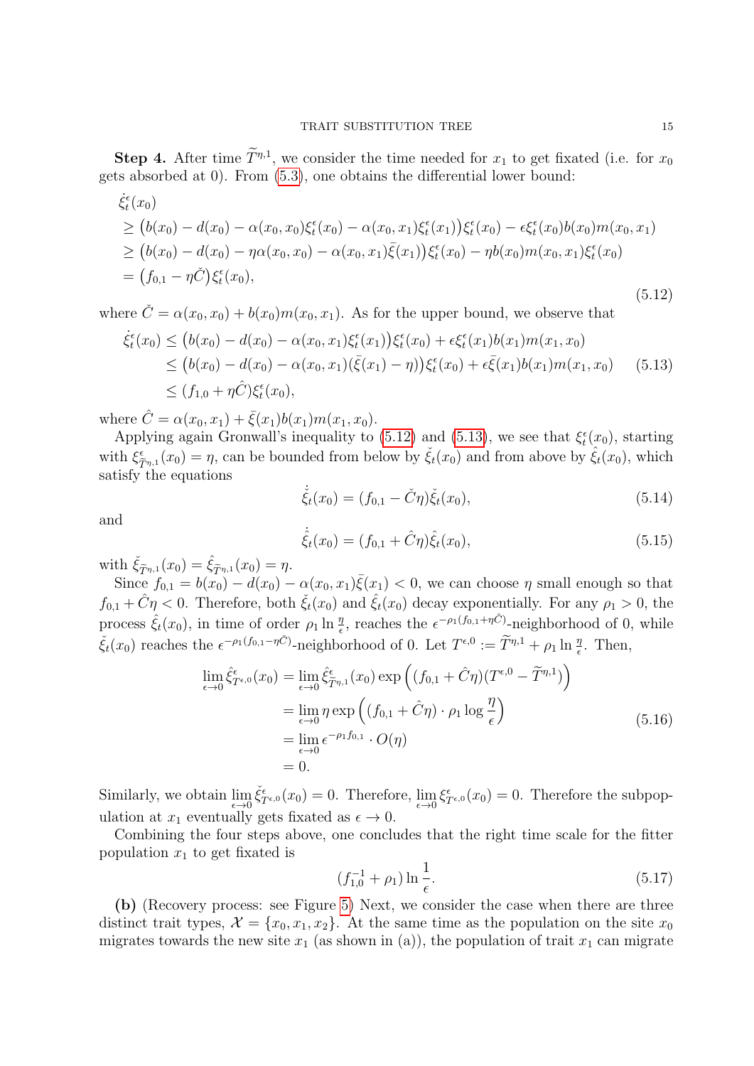**Step 4.** After time $\widetilde{T}^{\eta,1}$, we consider the time needed for $x_1$ to get fixated (i.e. for $x_0$ gets absorbed at 0). From (5.3), one obtains the differential lower bound:

$$
\begin{aligned}
&\dot{\xi}^\epsilon_t(x_0) \\
&\geq \big(b(x_0) - d(x_0) - \alpha(x_0,x_0)\xi^\epsilon_t(x_0) - \alpha(x_0,x_1)\xi^\epsilon_t(x_1)\big)\xi^\epsilon_t(x_0) - \epsilon\xi^\epsilon_t(x_0)b(x_0)m(x_0,x_1) \\
&\geq \big(b(x_0) - d(x_0) - \eta\alpha(x_0,x_0) - \alpha(x_0,x_1)\bar{\xi}(x_1)\big)\xi^\epsilon_t(x_0) - \eta b(x_0)m(x_0,x_1)\xi^\epsilon_t(x_0) \\
&= \big(f_{0,1} - \eta\check{C}\big)\xi^\epsilon_t(x_0),
\end{aligned}
\tag{5.12}
$$

where $\check{C} = \alpha(x_0,x_0) + b(x_0)m(x_0,x_1)$. As for the upper bound, we observe that

$$
\begin{aligned}
\dot{\xi}^\epsilon_t(x_0) &\leq \big(b(x_0) - d(x_0) - \alpha(x_0,x_1)\xi^\epsilon_t(x_1)\big)\xi^\epsilon_t(x_0) + \epsilon\xi^\epsilon_t(x_1)b(x_1)m(x_1,x_0) \\
&\leq \big(b(x_0) - d(x_0) - \alpha(x_0,x_1)(\bar{\xi}(x_1) - \eta)\big)\xi^\epsilon_t(x_0) + \epsilon\bar{\xi}(x_1)b(x_1)m(x_1,x_0) \\
&\leq (f_{1,0} + \eta\hat{C})\xi^\epsilon_t(x_0),
\end{aligned}
\tag{5.13}
$$

where $\hat{C} = \alpha(x_0,x_1) + \bar{\xi}(x_1)b(x_1)m(x_1,x_0)$.

Applying again Gronwall's inequality to (5.12) and (5.13), we see that $\xi^\epsilon_t(x_0)$, starting with $\xi^\epsilon_{\widetilde{T}^{\eta,1}}(x_0) = \eta$, can be bounded from below by $\check{\xi}_t(x_0)$ and from above by $\hat{\xi}_t(x_0)$, which satisfy the equations

$$
\dot{\check{\xi}}_t(x_0) = (f_{0,1} - \check{C}\eta)\check{\xi}_t(x_0), \tag{5.14}
$$

and

$$
\dot{\hat{\xi}}_t(x_0) = (f_{0,1} + \hat{C}\eta)\hat{\xi}_t(x_0), \tag{5.15}
$$

with $\check{\xi}_{\widetilde{T}^{\eta,1}}(x_0) = \hat{\xi}_{\widetilde{T}^{\eta,1}}(x_0) = \eta$.

Since $f_{0,1} = b(x_0) - d(x_0) - \alpha(x_0,x_1)\bar{\xi}(x_1) < 0$, we can choose $\eta$ small enough so that $f_{0,1} + \hat{C}\eta < 0$. Therefore, both $\check{\xi}_t(x_0)$ and $\hat{\xi}_t(x_0)$ decay exponentially. For any $\rho_1 > 0$, the process $\hat{\xi}_t(x_0)$, in time of order $\rho_1 \ln\frac{\eta}{\epsilon}$, reaches the $\epsilon^{-\rho_1(f_{0,1}+\eta\hat{C})}$-neighborhood of 0, while $\check{\xi}_t(x_0)$ reaches the $\epsilon^{-\rho_1(f_{0,1}-\eta\check{C})}$-neighborhood of 0. Let $T^{\epsilon,0} := \widetilde{T}^{\eta,1} + \rho_1 \ln\frac{\eta}{\epsilon}$. Then,

$$
\begin{aligned}
\lim_{\epsilon\to 0}\hat{\xi}^\epsilon_{T^{\epsilon,0}}(x_0) &= \lim_{\epsilon\to 0}\hat{\xi}^\epsilon_{\widetilde{T}^{\eta,1}}(x_0)\exp\Big((f_{0,1} + \hat{C}\eta)(T^{\epsilon,0} - \widetilde{T}^{\eta,1})\Big) \\
&= \lim_{\epsilon\to 0}\eta\exp\Big((f_{0,1} + \hat{C}\eta)\cdot\rho_1\log\frac{\eta}{\epsilon}\Big) \\
&= \lim_{\epsilon\to 0}\epsilon^{-\rho_1 f_{0,1}}\cdot O(\eta) \\
&= 0.
\end{aligned}
\tag{5.16}
$$

Similarly, we obtain $\lim_{\epsilon\to 0}\check{\xi}^\epsilon_{T^{\epsilon,0}}(x_0) = 0$. Therefore, $\lim_{\epsilon\to 0}\xi^\epsilon_{T^{\epsilon,0}}(x_0) = 0$. Therefore the subpopulation at $x_1$ eventually gets fixated as $\epsilon \to 0$.

Combining the four steps above, one concludes that the right time scale for the fitter population $x_1$ to get fixated is

$$
(f_{1,0}^{-1} + \rho_1)\ln\frac{1}{\epsilon}. \tag{5.17}
$$

**(b)** (Recovery process: see Figure 5) Next, we consider the case when there are three distinct trait types, $\mathcal{X} = \{x_0, x_1, x_2\}$. At the same time as the population on the site $x_0$ migrates towards the new site $x_1$ (as shown in (a)), the population of trait $x_1$ can migrate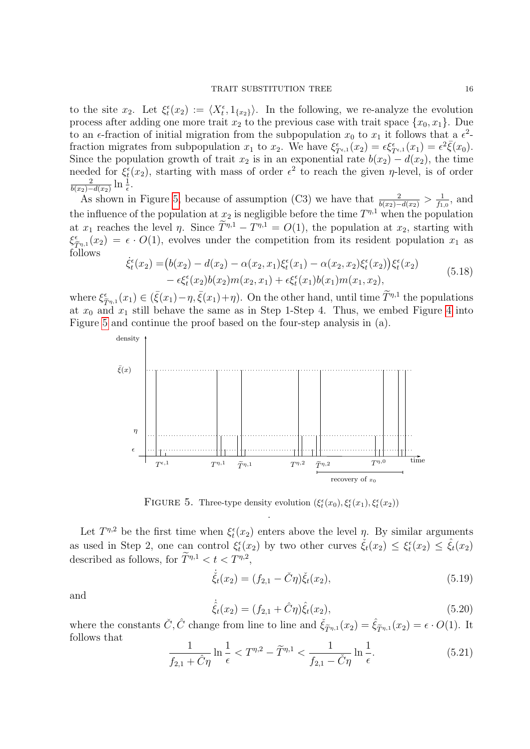to the site $x_2$. Let $\xi_t^\epsilon(x_2) := \langle X_t^\epsilon, 1_{\{x_2\}}\rangle$. In the following, we re-analyze the evolution process after adding one more trait $x_2$ to the previous case with trait space $\{x_0, x_1\}$. Due to an $\epsilon$-fraction of initial migration from the subpopulation $x_0$ to $x_1$ it follows that a $\epsilon^2$-fraction migrates from subpopulation $x_1$ to $x_2$. We have $\xi^\epsilon_{T^{\epsilon,1}}(x_2) = \epsilon\xi^\epsilon_{T^{\epsilon,1}}(x_1) = \epsilon^2\bar{\xi}(x_0)$. Since the population growth of trait $x_2$ is in an exponential rate $b(x_2) - d(x_2)$, the time needed for $\xi_t^\epsilon(x_2)$, starting with mass of order $\epsilon^2$ to reach the given $\eta$-level, is of order $\frac{2}{b(x_2)-d(x_2)} \ln \frac{1}{\epsilon}$.

As shown in Figure 5, because of assumption (C3) we have that $\frac{2}{b(x_2)-d(x_2)} > \frac{1}{f_{1,0}}$, and the influence of the population at $x_2$ is negligible before the time $T^{\eta,1}$ when the population at $x_1$ reaches the level $\eta$. Since $\widetilde{T}^{\eta,1} - T^{\eta,1} = O(1)$, the population at $x_2$, starting with $\xi^\epsilon_{\widetilde{T}^{\eta,1}}(x_2) = \epsilon \cdot O(1)$, evolves under the competition from its resident population $x_1$ as follows

$$
\begin{aligned}
\dot{\xi}_t^\epsilon(x_2) =& \big(b(x_2) - d(x_2) - \alpha(x_2, x_1)\xi_t^\epsilon(x_1) - \alpha(x_2, x_2)\xi_t^\epsilon(x_2)\big)\xi_t^\epsilon(x_2) \\
&- \epsilon\xi_t^\epsilon(x_2)b(x_2)m(x_2, x_1) + \epsilon\xi_t^\epsilon(x_1)b(x_1)m(x_1, x_2),
\end{aligned} \tag{5.18}
$$

where $\xi^\epsilon_{\widetilde{T}^{\eta,1}}(x_1) \in (\bar{\xi}(x_1)-\eta, \bar{\xi}(x_1)+\eta)$. On the other hand, until time $\widetilde{T}^{\eta,1}$ the populations at $x_0$ and $x_1$ still behave the same as in Step 1-Step 4. Thus, we embed Figure 4 into Figure 5 and continue the proof based on the four-step analysis in (a).

FIGURE 5. Three-type density evolution $(\xi_t^\epsilon(x_0), \xi_t^\epsilon(x_1), \xi_t^\epsilon(x_2))$

Let $T^{\eta,2}$ be the first time when $\xi_t^\epsilon(x_2)$ enters above the level $\eta$. By similar arguments as used in Step 2, one can control $\xi_t^\epsilon(x_2)$ by two other curves $\check{\xi}_t(x_2) \leq \xi_t^\epsilon(x_2) \leq \hat{\xi}_t(x_2)$ described as follows, for $\widetilde{T}^{\eta,1} < t < T^{\eta,2}$,

$$
\dot{\check{\xi}}_t(x_2) = (f_{2,1} - \check{C}\eta)\check{\xi}_t(x_2), \tag{5.19}
$$

and

$$
\dot{\hat{\xi}}_t(x_2) = (f_{2,1} + \hat{C}\eta)\hat{\xi}_t(x_2), \tag{5.20}
$$

where the constants $\check{C}, \hat{C}$ change from line to line and $\check{\xi}_{\widetilde{T}^{\eta,1}}(x_2) = \hat{\xi}_{\widetilde{T}^{\eta,1}}(x_2) = \epsilon \cdot O(1)$. It follows that

$$
\frac{1}{f_{2,1} + \hat{C}\eta} \ln \frac{1}{\epsilon} < T^{\eta,2} - \widetilde{T}^{\eta,1} < \frac{1}{f_{2,1} - \check{C}\eta} \ln \frac{1}{\epsilon}. \tag{5.21}
$$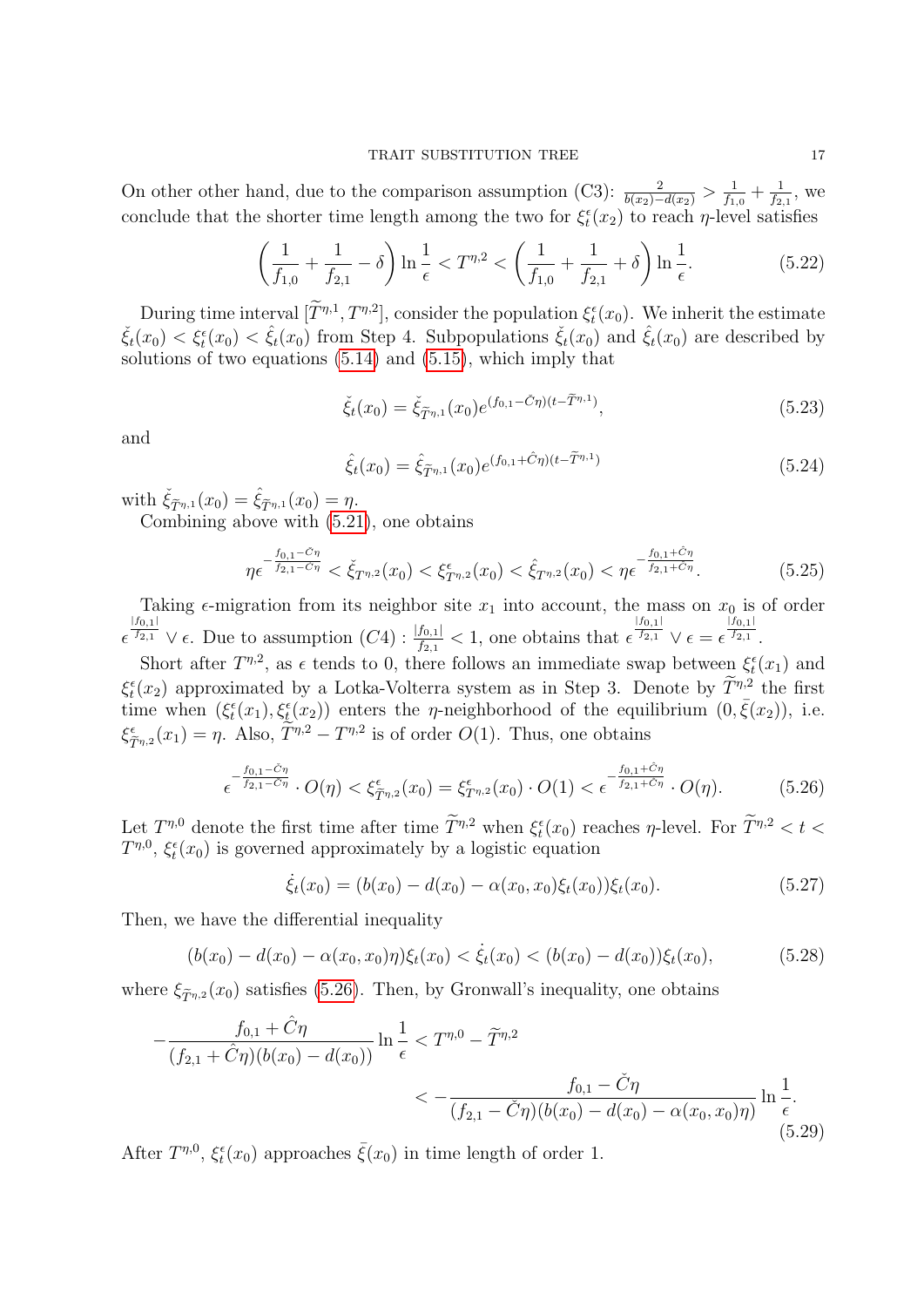On other other hand, due to the comparison assumption (C3): $\frac{2}{b(x_2)-d(x_2)} > \frac{1}{f_{1,0}} + \frac{1}{f_{2,1}}$, we conclude that the shorter time length among the two for $\xi_t^\epsilon(x_2)$ to reach $\eta$-level satisfies

$$\left(\frac{1}{f_{1,0}} + \frac{1}{f_{2,1}} - \delta\right) \ln \frac{1}{\epsilon} < T^{\eta,2} < \left(\frac{1}{f_{1,0}} + \frac{1}{f_{2,1}} + \delta\right) \ln \frac{1}{\epsilon}. \tag{5.22}$$

During time interval $[\widetilde{T}^{\eta,1}, T^{\eta,2}]$, consider the population $\xi_t^\epsilon(x_0)$. We inherit the estimate $\check{\xi}_t(x_0) < \xi_t^\epsilon(x_0) < \hat{\xi}_t(x_0)$ from Step 4. Subpopulations $\check{\xi}_t(x_0)$ and $\hat{\xi}_t(x_0)$ are described by solutions of two equations (5.14) and (5.15), which imply that

$$\check{\xi}_t(x_0) = \check{\xi}_{\widetilde{T}^{\eta,1}}(x_0) e^{(f_{0,1} - \check{C}\eta)(t - \widetilde{T}^{\eta,1})}, \tag{5.23}$$

and

$$\hat{\xi}_t(x_0) = \hat{\xi}_{\widetilde{T}^{\eta,1}}(x_0) e^{(f_{0,1} + \hat{C}\eta)(t - \widetilde{T}^{\eta,1})} \tag{5.24}$$

with $\check{\xi}_{\widetilde{T}^{\eta,1}}(x_0) = \hat{\xi}_{\widetilde{T}^{\eta,1}}(x_0) = \eta$.

Combining above with (5.21), one obtains

$$\eta \epsilon^{-\frac{f_{0,1} - \check{C}\eta}{f_{2,1} - \check{C}\eta}} < \check{\xi}_{T^{\eta,2}}(x_0) < \xi^\epsilon_{T^{\eta,2}}(x_0) < \hat{\xi}_{T^{\eta,2}}(x_0) < \eta \epsilon^{-\frac{f_{0,1} + \hat{C}\eta}{f_{2,1} + \hat{C}\eta}}. \tag{5.25}$$

Taking $\epsilon$-migration from its neighbor site $x_1$ into account, the mass on $x_0$ is of order $\epsilon^{\frac{|f_{0,1}|}{f_{2,1}}} \vee \epsilon$. Due to assumption $(C4) : \frac{|f_{0,1}|}{f_{2,1}} < 1$, one obtains that $\epsilon^{\frac{|f_{0,1}|}{f_{2,1}}} \vee \epsilon = \epsilon^{\frac{|f_{0,1}|}{f_{2,1}}}$.

Short after $T^{\eta,2}$, as $\epsilon$ tends to 0, there follows an immediate swap between $\xi_t^\epsilon(x_1)$ and $\xi_t^\epsilon(x_2)$ approximated by a Lotka-Volterra system as in Step 3. Denote by $\widetilde{T}^{\eta,2}$ the first time when $(\xi_t^\epsilon(x_1), \xi_t^\epsilon(x_2))$ enters the $\eta$-neighborhood of the equilibrium $(0, \bar{\xi}(x_2))$, i.e. $\xi^\epsilon_{\widetilde{T}^{\eta,2}}(x_1) = \eta$. Also, $\widetilde{T}^{\eta,2} - T^{\eta,2}$ is of order $O(1)$. Thus, one obtains

$$\epsilon^{-\frac{f_{0,1} - \check{C}\eta}{f_{2,1} - \check{C}\eta}} \cdot O(\eta) < \xi^\epsilon_{\widetilde{T}^{\eta,2}}(x_0) = \xi^\epsilon_{T^{\eta,2}}(x_0) \cdot O(1) < \epsilon^{-\frac{f_{0,1} + \hat{C}\eta}{f_{2,1} + \hat{C}\eta}} \cdot O(\eta). \tag{5.26}$$

Let $T^{\eta,0}$ denote the first time after time $\widetilde{T}^{\eta,2}$ when $\xi_t^\epsilon(x_0)$ reaches $\eta$-level. For $\widetilde{T}^{\eta,2} < t < T^{\eta,0}$, $\xi_t^\epsilon(x_0)$ is governed approximately by a logistic equation

$$\dot{\xi}_t(x_0) = (b(x_0) - d(x_0) - \alpha(x_0, x_0)\xi_t(x_0))\xi_t(x_0). \tag{5.27}$$

Then, we have the differential inequality

$$(b(x_0) - d(x_0) - \alpha(x_0, x_0)\eta)\xi_t(x_0) < \dot{\xi}_t(x_0) < (b(x_0) - d(x_0))\xi_t(x_0), \tag{5.28}$$

where $\xi_{\widetilde{T}^{\eta,2}}(x_0)$ satisfies (5.26). Then, by Gronwall's inequality, one obtains

$$\begin{aligned} -\frac{f_{0,1} + \hat{C}\eta}{(f_{2,1} + \hat{C}\eta)(b(x_0) - d(x_0))} \ln \frac{1}{\epsilon} &< T^{\eta,0} - \widetilde{T}^{\eta,2} \\ &< -\frac{f_{0,1} - \check{C}\eta}{(f_{2,1} - \check{C}\eta)(b(x_0) - d(x_0) - \alpha(x_0, x_0)\eta)} \ln \frac{1}{\epsilon}. \end{aligned} \tag{5.29}$$

After $T^{\eta,0}$, $\xi_t^\epsilon(x_0)$ approaches $\bar{\xi}(x_0)$ in time length of order 1.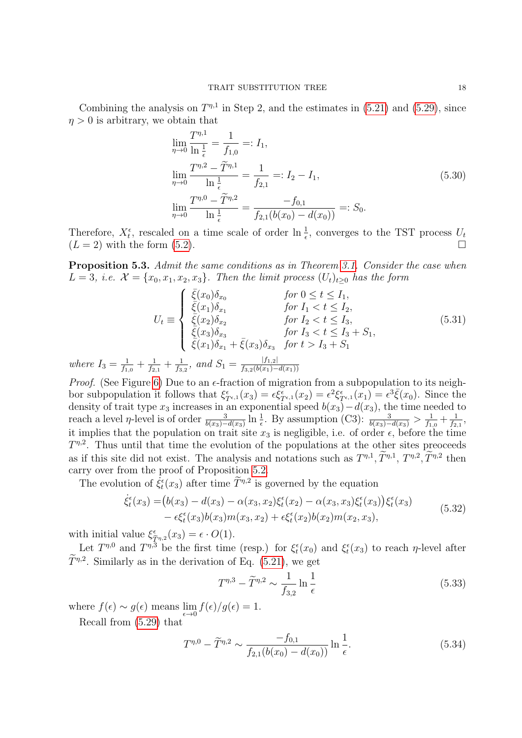Combining the analysis on $T^{\eta,1}$ in Step 2, and the estimates in (5.21) and (5.29), since $\eta > 0$ is arbitrary, we obtain that

$$\begin{aligned}
&\lim_{\eta\to 0} \frac{T^{\eta,1}}{\ln\frac{1}{\epsilon}} = \frac{1}{f_{1,0}} =: I_1,\\
&\lim_{\eta\to 0} \frac{T^{\eta,2} - \widetilde{T}^{\eta,1}}{\ln\frac{1}{\epsilon}} = \frac{1}{f_{2,1}} =: I_2 - I_1,\\
&\lim_{\eta\to 0} \frac{T^{\eta,0} - \widetilde{T}^{\eta,2}}{\ln\frac{1}{\epsilon}} = \frac{-f_{0,1}}{f_{2,1}(b(x_0) - d(x_0))} =: S_0.
\end{aligned} \tag{5.30}$$

Therefore, $X_t^\epsilon$, rescaled on a time scale of order $\ln\frac{1}{\epsilon}$, converges to the TST process $U_t$ $(L = 2)$ with the form (5.2). $\square$

**Proposition 5.3.** *Admit the same conditions as in Theorem 3.1. Consider the case when $L = 3$, i.e. $\mathcal{X} = \{x_0, x_1, x_2, x_3\}$. Then the limit process $(U_t)_{t\geq 0}$ has the form*

$$U_t \equiv \begin{cases} \bar{\xi}(x_0)\delta_{x_0} & \text{for } 0 \leq t \leq I_1,\\ \bar{\xi}(x_1)\delta_{x_1} & \text{for } I_1 < t \leq I_2,\\ \bar{\xi}(x_2)\delta_{x_2} & \text{for } I_2 < t \leq I_3,\\ \bar{\xi}(x_3)\delta_{x_3} & \text{for } I_3 < t \leq I_3 + S_1,\\ \bar{\xi}(x_1)\delta_{x_1} + \bar{\xi}(x_3)\delta_{x_3} & \text{for } t > I_3 + S_1 \end{cases} \tag{5.31}$$

*where $I_3 = \frac{1}{f_{1,0}} + \frac{1}{f_{2,1}} + \frac{1}{f_{3,2}}$, and $S_1 = \frac{|f_{1,2}|}{f_{3,2}(b(x_1)-d(x_1))}$*

*Proof.* (See Figure 6) Due to an $\epsilon$-fraction of migration from a subpopulation to its neighbor subpopulation it follows that $\xi^\epsilon_{T^{\epsilon,1}}(x_3) = \epsilon\xi^\epsilon_{T^{\epsilon,1}}(x_2) = \epsilon^2\xi^\epsilon_{T^{\epsilon,1}}(x_1) = \epsilon^3\bar{\xi}(x_0)$. Since the density of trait type $x_3$ increases in an exponential speed $b(x_3) - d(x_3)$, the time needed to reach a level $\eta$-level is of order $\frac{3}{b(x_3)-d(x_3)}\ln\frac{1}{\epsilon}$. By assumption (C3): $\frac{3}{b(x_3)-d(x_3)} > \frac{1}{f_{1,0}} + \frac{1}{f_{2,1}}$, it implies that the population on trait site $x_3$ is negligible, i.e. of order $\epsilon$, before the time $T^{\eta,2}$. Thus until that time the evolution of the populations at the other sites preoceeds as if this site did not exist. The analysis and notations such as $T^{\eta,1}, \widetilde{T}^{\eta,1}, T^{\eta,2}, \widetilde{T}^{\eta,2}$ then carry over from the proof of Proposition 5.2.

The evolution of $\dot{\xi}^\epsilon_t(x_3)$ after time $\widetilde{T}^{\eta,2}$ is governed by the equation

$$\begin{aligned}
\dot{\xi}^\epsilon_t(x_3) =& \big(b(x_3) - d(x_3) - \alpha(x_3,x_2)\xi^\epsilon_t(x_2) - \alpha(x_3,x_3)\xi^\epsilon_t(x_3)\big)\xi^\epsilon_t(x_3)\\
&- \epsilon\xi^\epsilon_t(x_3)b(x_3)m(x_3,x_2) + \epsilon\xi^\epsilon_t(x_2)b(x_2)m(x_2,x_3),
\end{aligned} \tag{5.32}$$

with initial value $\xi^\epsilon_{\widetilde{T}^{\eta,2}}(x_3) = \epsilon\cdot O(1)$.

Let $T^{\eta,0}$ and $T^{\eta,3}$ be the first time (resp.) for $\xi^\epsilon_t(x_0)$ and $\xi^\epsilon_t(x_3)$ to reach $\eta$-level after $\widetilde{T}^{\eta,2}$. Similarly as in the derivation of Eq. (5.21), we get

$$T^{\eta,3} - \widetilde{T}^{\eta,2} \sim \frac{1}{f_{3,2}}\ln\frac{1}{\epsilon} \tag{5.33}$$

where $f(\epsilon) \sim g(\epsilon)$ means $\lim\limits_{\epsilon\to 0} f(\epsilon)/g(\epsilon) = 1$.

Recall from (5.29) that

$$T^{\eta,0} - \widetilde{T}^{\eta,2} \sim \frac{-f_{0,1}}{f_{2,1}(b(x_0) - d(x_0))}\ln\frac{1}{\epsilon}. \tag{5.34}$$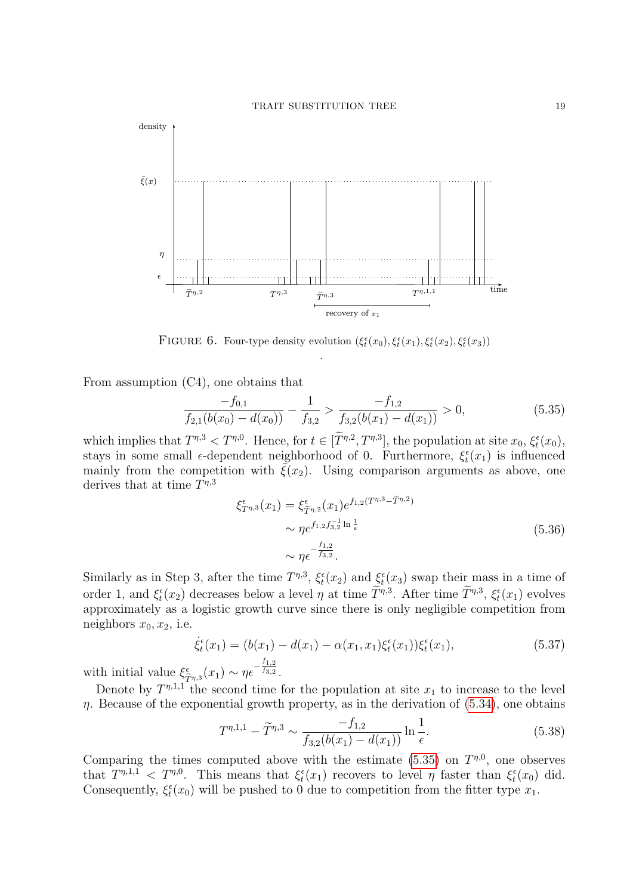FIGURE 6. Four-type density evolution $(\xi^\epsilon_t(x_0), \xi^\epsilon_t(x_1), \xi^\epsilon_t(x_2), \xi^\epsilon_t(x_3))$

.

From assumption (C4), one obtains that

$$\frac{-f_{0,1}}{f_{2,1}(b(x_0)-d(x_0))} - \frac{1}{f_{3,2}} > \frac{-f_{1,2}}{f_{3,2}(b(x_1)-d(x_1))} > 0, \tag{5.35}$$

which implies that $T^{\eta,3} < T^{\eta,0}$. Hence, for $t \in [\widetilde{T}^{\eta,2}, T^{\eta,3}]$, the population at site $x_0$, $\xi^\epsilon_t(x_0)$, stays in some small $\epsilon$-dependent neighborhood of 0. Furthermore, $\xi^\epsilon_t(x_1)$ is influenced mainly from the competition with $\bar{\xi}(x_2)$. Using comparison arguments as above, one derives that at time $T^{\eta,3}$

$$\begin{aligned}
\xi^\epsilon_{T^{\eta,3}}(x_1) &= \xi^\epsilon_{\widetilde{T}^{\eta,2}}(x_1) e^{f_{1,2}(T^{\eta,3} - \widetilde{T}^{\eta,2})} \\
&\sim \eta e^{f_{1,2} f_{3,2}^{-1} \ln \frac{1}{\epsilon}} \\
&\sim \eta \epsilon^{-\frac{f_{1,2}}{f_{3,2}}}.
\end{aligned} \tag{5.36}$$

Similarly as in Step 3, after the time $T^{\eta,3}$, $\xi^\epsilon_t(x_2)$ and $\xi^\epsilon_t(x_3)$ swap their mass in a time of order 1, and $\xi^\epsilon_t(x_2)$ decreases below a level $\eta$ at time $\widetilde{T}^{\eta,3}$. After time $\widetilde{T}^{\eta,3}$, $\xi^\epsilon_t(x_1)$ evolves approximately as a logistic growth curve since there is only negligible competition from neighbors $x_0, x_2$, i.e.

$$\dot{\xi}^\epsilon_t(x_1) = (b(x_1) - d(x_1) - \alpha(x_1,x_1)\xi^\epsilon_t(x_1))\xi^\epsilon_t(x_1), \tag{5.37}$$

with initial value $\xi^\epsilon_{\widetilde{T}^{\eta,3}}(x_1) \sim \eta \epsilon^{-\frac{f_{1,2}}{f_{3,2}}}$.

Denote by $T^{\eta,1,1}$ the second time for the population at site $x_1$ to increase to the level $\eta$. Because of the exponential growth property, as in the derivation of (5.34), one obtains

$$T^{\eta,1,1} - \widetilde{T}^{\eta,3} \sim \frac{-f_{1,2}}{f_{3,2}(b(x_1)-d(x_1))} \ln \frac{1}{\epsilon}. \tag{5.38}$$

Comparing the times computed above with the estimate (5.35) on $T^{\eta,0}$, one observes that $T^{\eta,1,1} < T^{\eta,0}$. This means that $\xi^\epsilon_t(x_1)$ recovers to level $\eta$ faster than $\xi^\epsilon_t(x_0)$ did. Consequently, $\xi^\epsilon_t(x_0)$ will be pushed to 0 due to competition from the fitter type $x_1$.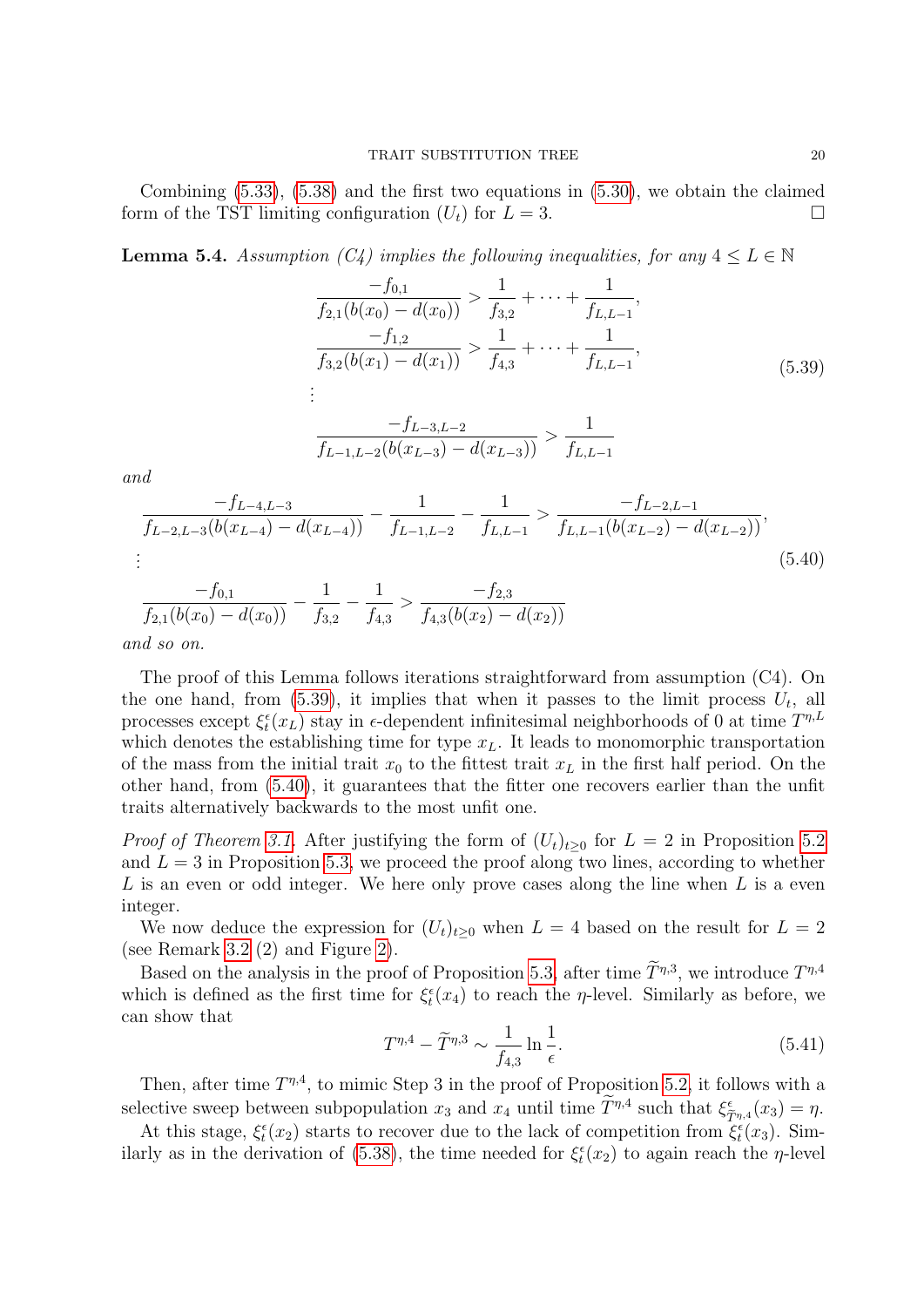Combining (5.33), (5.38) and the first two equations in (5.30), we obtain the claimed form of the TST limiting configuration $(U_t)$ for $L = 3$. □

**Lemma 5.4.** *Assumption (C4) implies the following inequalities, for any $4 \le L \in \mathbb{N}$*

$$
\begin{aligned}
&\frac{-f_{0,1}}{f_{2,1}(b(x_0)-d(x_0))} > \frac{1}{f_{3,2}} + \cdots + \frac{1}{f_{L,L-1}},\\
&\frac{-f_{1,2}}{f_{3,2}(b(x_1)-d(x_1))} > \frac{1}{f_{4,3}} + \cdots + \frac{1}{f_{L,L-1}},\\
&\vdots\\
&\frac{-f_{L-3,L-2}}{f_{L-1,L-2}(b(x_{L-3})-d(x_{L-3}))} > \frac{1}{f_{L,L-1}}
\end{aligned}
\tag{5.39}
$$

*and*

$$
\begin{aligned}
&\frac{-f_{L-4,L-3}}{f_{L-2,L-3}(b(x_{L-4})-d(x_{L-4}))} - \frac{1}{f_{L-1,L-2}} - \frac{1}{f_{L,L-1}} > \frac{-f_{L-2,L-1}}{f_{L,L-1}(b(x_{L-2})-d(x_{L-2}))},\\
&\vdots\\
&\frac{-f_{0,1}}{f_{2,1}(b(x_0)-d(x_0))} - \frac{1}{f_{3,2}} - \frac{1}{f_{4,3}} > \frac{-f_{2,3}}{f_{4,3}(b(x_2)-d(x_2))}
\end{aligned}
\tag{5.40}
$$

*and so on.*

The proof of this Lemma follows iterations straightforward from assumption (C4). On the one hand, from (5.39), it implies that when it passes to the limit process $U_t$, all processes except $\xi^\epsilon_t(x_L)$ stay in $\epsilon$-dependent infinitesimal neighborhoods of 0 at time $T^{\eta,L}$ which denotes the establishing time for type $x_L$. It leads to monomorphic transportation of the mass from the initial trait $x_0$ to the fittest trait $x_L$ in the first half period. On the other hand, from (5.40), it guarantees that the fitter one recovers earlier than the unfit traits alternatively backwards to the most unfit one.

*Proof of Theorem 3.1.* After justifying the form of $(U_t)_{t\ge 0}$ for $L = 2$ in Proposition 5.2 and $L = 3$ in Proposition 5.3, we proceed the proof along two lines, according to whether $L$ is an even or odd integer. We here only prove cases along the line when $L$ is a even integer.

We now deduce the expression for $(U_t)_{t\ge 0}$ when $L = 4$ based on the result for $L = 2$ (see Remark 3.2 (2) and Figure 2).

Based on the analysis in the proof of Proposition 5.3, after time $\widetilde{T}^{\eta,3}$, we introduce $T^{\eta,4}$ which is defined as the first time for $\xi^\epsilon_t(x_4)$ to reach the $\eta$-level. Similarly as before, we can show that

$$
T^{\eta,4} - \widetilde{T}^{\eta,3} \sim \frac{1}{f_{4,3}} \ln \frac{1}{\epsilon}. \tag{5.41}
$$

Then, after time $T^{\eta,4}$, to mimic Step 3 in the proof of Proposition 5.2, it follows with a selective sweep between subpopulation $x_3$ and $x_4$ until time $\widetilde{T}^{\eta,4}$ such that $\xi^\epsilon_{\widetilde{T}^{\eta,4}}(x_3) = \eta$.

At this stage, $\xi^\epsilon_t(x_2)$ starts to recover due to the lack of competition from $\xi^\epsilon_t(x_3)$. Similarly as in the derivation of (5.38), the time needed for $\xi^\epsilon_t(x_2)$ to again reach the $\eta$-level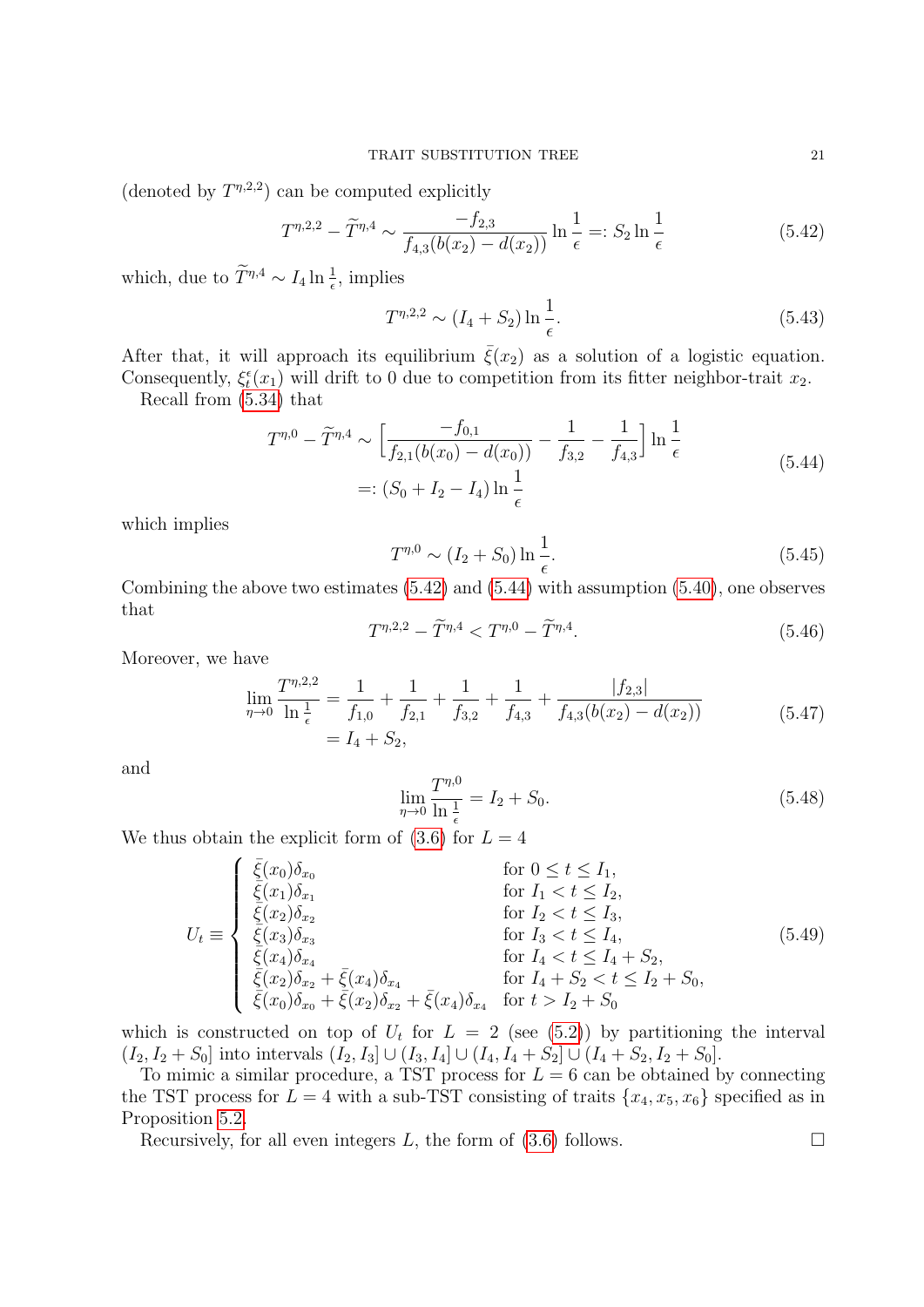(denoted by $T^{\eta,2,2}$) can be computed explicitly

$$T^{\eta,2,2} - \widetilde{T}^{\eta,4} \sim \frac{-f_{2,3}}{f_{4,3}(b(x_2) - d(x_2))} \ln \frac{1}{\epsilon} =: S_2 \ln \frac{1}{\epsilon} \tag{5.42}$$

which, due to $\widetilde{T}^{\eta,4} \sim I_4 \ln \frac{1}{\epsilon}$, implies

$$T^{\eta,2,2} \sim (I_4 + S_2) \ln \frac{1}{\epsilon}. \tag{5.43}$$

After that, it will approach its equilibrium $\bar{\xi}(x_2)$ as a solution of a logistic equation. Consequently, $\xi_t^\epsilon(x_1)$ will drift to 0 due to competition from its fitter neighbor-trait $x_2$.

Recall from (5.34) that

$$\begin{aligned} T^{\eta,0} - \widetilde{T}^{\eta,4} &\sim \Big[\frac{-f_{0,1}}{f_{2,1}(b(x_0) - d(x_0))} - \frac{1}{f_{3,2}} - \frac{1}{f_{4,3}}\Big] \ln \frac{1}{\epsilon} \\ &=: (S_0 + I_2 - I_4) \ln \frac{1}{\epsilon} \end{aligned} \tag{5.44}$$

which implies

$$T^{\eta,0} \sim (I_2 + S_0) \ln \frac{1}{\epsilon}. \tag{5.45}$$

Combining the above two estimates (5.42) and (5.44) with assumption (5.40), one observes that

$$T^{\eta,2,2} - \widetilde{T}^{\eta,4} < T^{\eta,0} - \widetilde{T}^{\eta,4}. \tag{5.46}$$

Moreover, we have

$$\begin{aligned} \lim_{\eta \to 0} \frac{T^{\eta,2,2}}{\ln \frac{1}{\epsilon}} &= \frac{1}{f_{1,0}} + \frac{1}{f_{2,1}} + \frac{1}{f_{3,2}} + \frac{1}{f_{4,3}} + \frac{|f_{2,3}|}{f_{4,3}(b(x_2) - d(x_2))} \\ &= I_4 + S_2, \end{aligned} \tag{5.47}$$

and

$$\lim_{\eta \to 0} \frac{T^{\eta,0}}{\ln \frac{1}{\epsilon}} = I_2 + S_0. \tag{5.48}$$

We thus obtain the explicit form of (3.6) for $L = 4$

$$U_t \equiv \begin{cases} \bar{\xi}(x_0)\delta_{x_0} & \text{for } 0 \le t \le I_1, \\ \bar{\xi}(x_1)\delta_{x_1} & \text{for } I_1 < t \le I_2, \\ \bar{\xi}(x_2)\delta_{x_2} & \text{for } I_2 < t \le I_3, \\ \bar{\xi}(x_3)\delta_{x_3} & \text{for } I_3 < t \le I_4, \\ \bar{\xi}(x_4)\delta_{x_4} & \text{for } I_4 < t \le I_4 + S_2, \\ \bar{\xi}(x_2)\delta_{x_2} + \bar{\xi}(x_4)\delta_{x_4} & \text{for } I_4 + S_2 < t \le I_2 + S_0, \\ \bar{\xi}(x_0)\delta_{x_0} + \bar{\xi}(x_2)\delta_{x_2} + \bar{\xi}(x_4)\delta_{x_4} & \text{for } t > I_2 + S_0 \end{cases} \tag{5.49}$$

which is constructed on top of $U_t$ for $L = 2$ (see (5.2)) by partitioning the interval $(I_2, I_2 + S_0]$ into intervals $(I_2, I_3] \cup (I_3, I_4] \cup (I_4, I_4 + S_2] \cup (I_4 + S_2, I_2 + S_0]$.

To mimic a similar procedure, a TST process for $L = 6$ can be obtained by connecting the TST process for $L = 4$ with a sub-TST consisting of traits $\{x_4, x_5, x_6\}$ specified as in Proposition 5.2.

Recursively, for all even integers $L$, the form of (3.6) follows. $\square$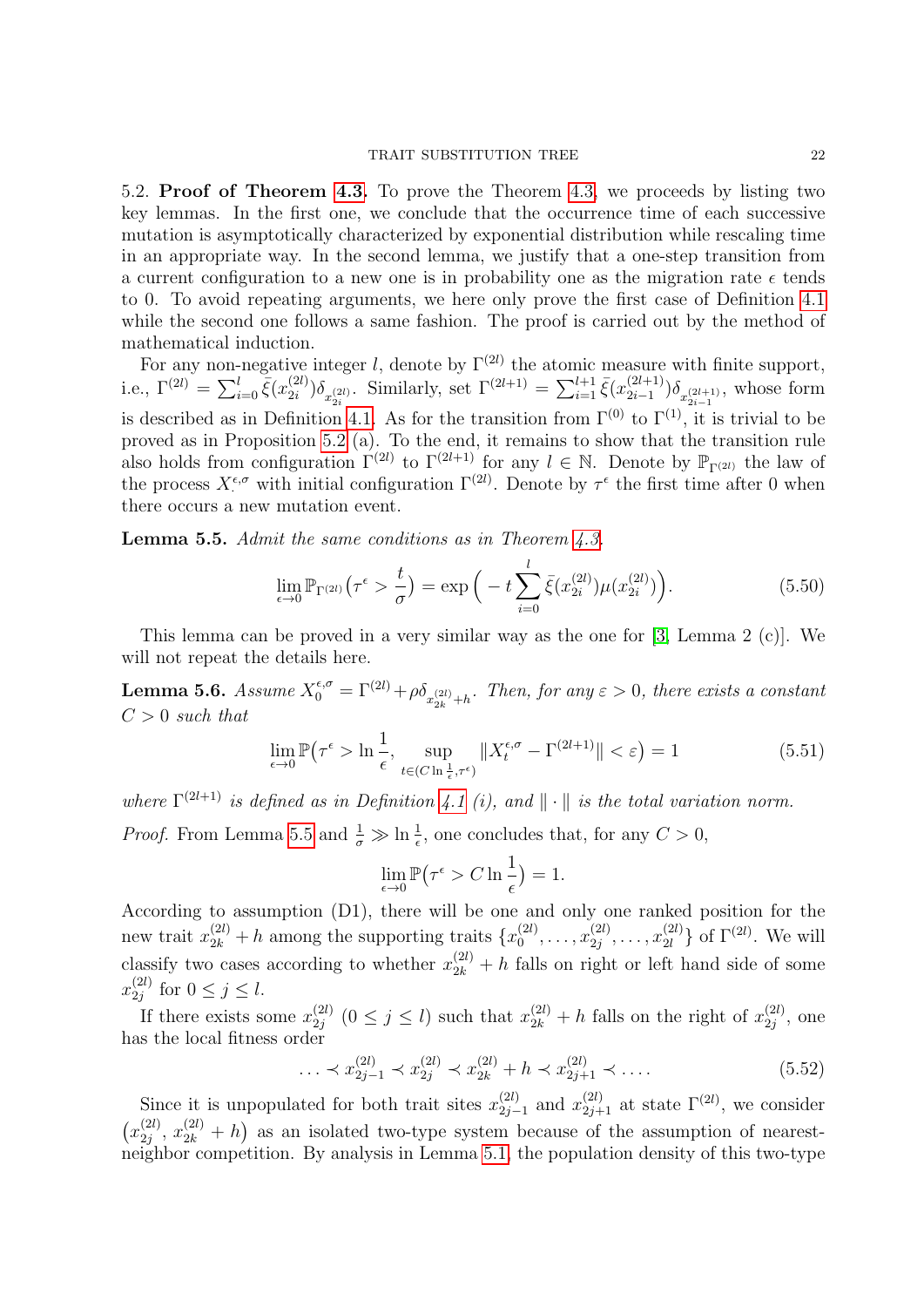5.2. **Proof of Theorem 4.3.** To prove the Theorem 4.3, we proceeds by listing two key lemmas. In the first one, we conclude that the occurrence time of each successive mutation is asymptotically characterized by exponential distribution while rescaling time in an appropriate way. In the second lemma, we justify that a one-step transition from a current configuration to a new one is in probability one as the migration rate $\epsilon$ tends to 0. To avoid repeating arguments, we here only prove the first case of Definition 4.1 while the second one follows a same fashion. The proof is carried out by the method of mathematical induction.

For any non-negative integer $l$, denote by $\Gamma^{(2l)}$ the atomic measure with finite support, i.e., $\Gamma^{(2l)} = \sum_{i=0}^{l} \bar{\xi}(x_{2i}^{(2l)})\delta_{x_{2i}^{(2l)}}$. Similarly, set $\Gamma^{(2l+1)} = \sum_{i=1}^{l+1} \bar{\xi}(x_{2i-1}^{(2l+1)})\delta_{x_{2i-1}^{(2l+1)}}$, whose form is described as in Definition 4.1. As for the transition from $\Gamma^{(0)}$ to $\Gamma^{(1)}$, it is trivial to be proved as in Proposition 5.2 (a). To the end, it remains to show that the transition rule also holds from configuration $\Gamma^{(2l)}$ to $\Gamma^{(2l+1)}$ for any $l \in \mathbb{N}$. Denote by $\mathbb{P}_{\Gamma^{(2l)}}$ the law of the process $X_\cdot^{\epsilon,\sigma}$ with initial configuration $\Gamma^{(2l)}$. Denote by $\tau^\epsilon$ the first time after 0 when there occurs a new mutation event.

**Lemma 5.5.** *Admit the same conditions as in Theorem 4.3.*

$$\lim_{\epsilon\to 0} \mathbb{P}_{\Gamma^{(2l)}}\big(\tau^\epsilon > \frac{t}{\sigma}\big) = \exp\Big(-t\sum_{i=0}^{l} \bar{\xi}(x_{2i}^{(2l)})\mu(x_{2i}^{(2l)})\Big). \tag{5.50}$$

This lemma can be proved in a very similar way as the one for [3, Lemma 2 (c)]. We will not repeat the details here.

**Lemma 5.6.** *Assume $X_0^{\epsilon,\sigma} = \Gamma^{(2l)} + \rho\delta_{x_{2k}^{(2l)}+h}$. Then, for any $\varepsilon > 0$, there exists a constant $C > 0$ such that*

$$\lim_{\epsilon\to 0} \mathbb{P}\big(\tau^\epsilon > \ln\frac{1}{\epsilon}, \sup_{t\in(C\ln\frac{1}{\epsilon},\tau^\epsilon)} \|X_t^{\epsilon,\sigma} - \Gamma^{(2l+1)}\| < \varepsilon\big) = 1 \tag{5.51}$$

*where $\Gamma^{(2l+1)}$ is defined as in Definition 4.1 (i), and $\|\cdot\|$ is the total variation norm.*

*Proof.* From Lemma 5.5 and $\frac{1}{\sigma} \gg \ln\frac{1}{\epsilon}$, one concludes that, for any $C > 0$,

$$\lim_{\epsilon\to 0} \mathbb{P}\big(\tau^\epsilon > C\ln\frac{1}{\epsilon}\big) = 1.$$

According to assumption (D1), there will be one and only one ranked position for the new trait $x_{2k}^{(2l)} + h$ among the supporting traits $\{x_0^{(2l)}, \ldots, x_{2j}^{(2l)}, \ldots, x_{2l}^{(2l)}\}$ of $\Gamma^{(2l)}$. We will classify two cases according to whether $x_{2k}^{(2l)} + h$ falls on right or left hand side of some $x_{2j}^{(2l)}$ for $0 \le j \le l$.

If there exists some $x_{2j}^{(2l)}$ $(0 \le j \le l)$ such that $x_{2k}^{(2l)} + h$ falls on the right of $x_{2j}^{(2l)}$, one has the local fitness order

$$\ldots \prec x_{2j-1}^{(2l)} \prec x_{2j}^{(2l)} \prec x_{2k}^{(2l)} + h \prec x_{2j+1}^{(2l)} \prec \ldots. \tag{5.52}$$

Since it is unpopulated for both trait sites $x_{2j-1}^{(2l)}$ and $x_{2j+1}^{(2l)}$ at state $\Gamma^{(2l)}$, we consider $\big(x_{2j}^{(2l)}, x_{2k}^{(2l)} + h\big)$ as an isolated two-type system because of the assumption of nearest-neighbor competition. By analysis in Lemma 5.1, the population density of this two-type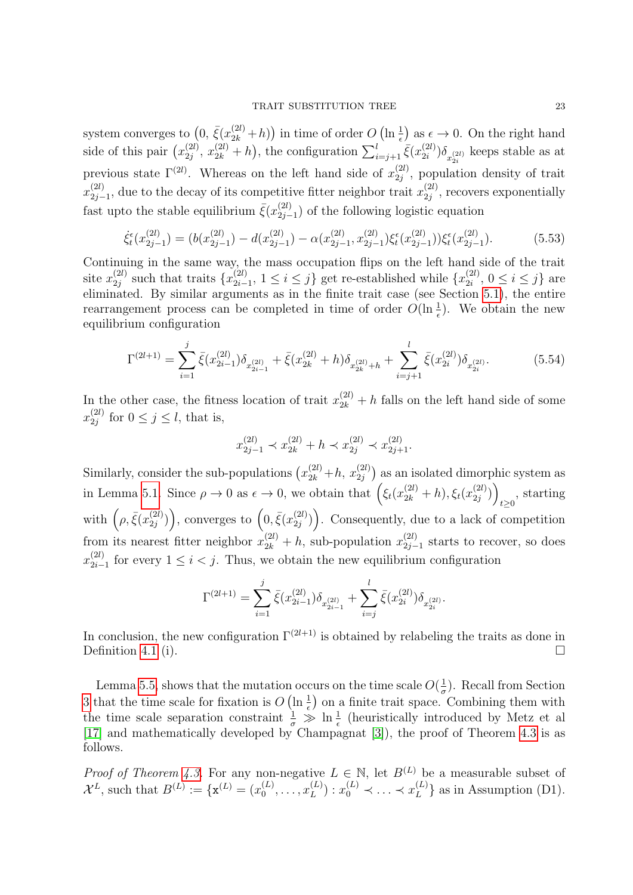system converges to $\left(0,\, \bar{\xi}(x_{2k}^{(2l)}+h)\right)$ in time of order $O\left(\ln \frac{1}{\epsilon}\right)$ as $\epsilon \to 0$. On the right hand side of this pair $\left(x_{2j}^{(2l)},\, x_{2k}^{(2l)}+h\right)$, the configuration $\sum_{i=j+1}^{l} \bar{\xi}(x_{2i}^{(2l)})\delta_{x_{2i}^{(2l)}}$ keeps stable as at previous state $\Gamma^{(2l)}$. Whereas on the left hand side of $x_{2j}^{(2l)}$, population density of trait $x_{2j-1}^{(2l)}$, due to the decay of its competitive fitter neighbor trait $x_{2j}^{(2l)}$, recovers exponentially fast upto the stable equilibrium $\bar{\xi}(x_{2j-1}^{(2l)})$ of the following logistic equation

$$\dot{\xi}_t^{\epsilon}(x_{2j-1}^{(2l)}) = (b(x_{2j-1}^{(2l)}) - d(x_{2j-1}^{(2l)}) - \alpha(x_{2j-1}^{(2l)}, x_{2j-1}^{(2l)})\xi_t^{\epsilon}(x_{2j-1}^{(2l)}))\xi_t^{\epsilon}(x_{2j-1}^{(2l)}). \tag{5.53}$$

Continuing in the same way, the mass occupation flips on the left hand side of the trait site $x_{2j}^{(2l)}$ such that traits $\{x_{2i-1}^{(2l)}, 1 \le i \le j\}$ get re-established while $\{x_{2i}^{(2l)}, 0 \le i \le j\}$ are eliminated. By similar arguments as in the finite trait case (see Section 5.1), the entire rearrangement process can be completed in time of order $O(\ln \frac{1}{\epsilon})$. We obtain the new equilibrium configuration

$$\Gamma^{(2l+1)} = \sum_{i=1}^{j} \bar{\xi}(x_{2i-1}^{(2l)})\delta_{x_{2i-1}^{(2l)}} + \bar{\xi}(x_{2k}^{(2l)}+h)\delta_{x_{2k}^{(2l)}+h} + \sum_{i=j+1}^{l} \bar{\xi}(x_{2i}^{(2l)})\delta_{x_{2i}^{(2l)}}. \tag{5.54}$$

In the other case, the fitness location of trait $x_{2k}^{(2l)}+h$ falls on the left hand side of some $x_{2j}^{(2l)}$ for $0 \le j \le l$, that is,

$$x_{2j-1}^{(2l)} \prec x_{2k}^{(2l)}+h \prec x_{2j}^{(2l)} \prec x_{2j+1}^{(2l)}.$$

Similarly, consider the sub-populations $\left(x_{2k}^{(2l)}+h,\, x_{2j}^{(2l)}\right)$ as an isolated dimorphic system as in Lemma 5.1. Since $\rho \to 0$ as $\epsilon \to 0$, we obtain that $\left(\xi_t(x_{2k}^{(2l)}+h), \xi_t(x_{2j}^{(2l)})\right)_{t\ge 0}$, starting with $\left(\rho, \bar{\xi}(x_{2j}^{(2l)})\right)$, converges to $\left(0, \bar{\xi}(x_{2j}^{(2l)})\right)$. Consequently, due to a lack of competition from its nearest fitter neighbor $x_{2k}^{(2l)}+h$, sub-population $x_{2j-1}^{(2l)}$ starts to recover, so does $x_{2i-1}^{(2l)}$ for every $1 \le i < j$. Thus, we obtain the new equilibrium configuration

$$\Gamma^{(2l+1)} = \sum_{i=1}^{j} \bar{\xi}(x_{2i-1}^{(2l)})\delta_{x_{2i-1}^{(2l)}} + \sum_{i=j}^{l} \bar{\xi}(x_{2i}^{(2l)})\delta_{x_{2i}^{(2l)}}.$$

In conclusion, the new configuration $\Gamma^{(2l+1)}$ is obtained by relabeling the traits as done in Definition 4.1 (i). □

Lemma 5.5 shows that the mutation occurs on the time scale $O(\frac{1}{\sigma})$. Recall from Section 3 that the time scale for fixation is $O\left(\ln \frac{1}{\epsilon}\right)$ on a finite trait space. Combining them with the time scale separation constraint $\frac{1}{\sigma} \gg \ln \frac{1}{\epsilon}$ (heuristically introduced by Metz et al [17] and mathematically developed by Champagnat [3]), the proof of Theorem 4.3 is as follows.

*Proof of Theorem 4.3.* For any non-negative $L \in \mathbb{N}$, let $B^{(L)}$ be a measurable subset of $\mathcal{X}^L$, such that $B^{(L)} := \{\mathtt{x}^{(L)} = (x_0^{(L)}, \ldots, x_L^{(L)}) : x_0^{(L)} \prec \ldots \prec x_L^{(L)}\}$ as in Assumption (D1).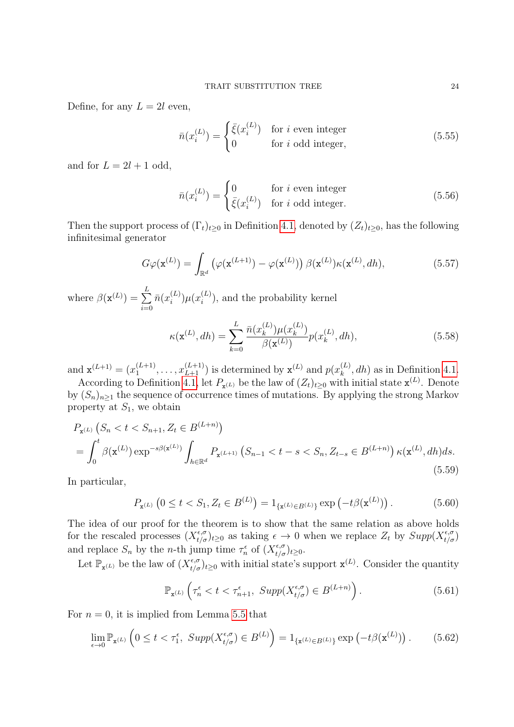Define, for any $L = 2l$ even,

$$\bar{n}(x_i^{(L)}) = \begin{cases} \bar{\xi}(x_i^{(L)}) & \text{for } i \text{ even integer} \\ 0 & \text{for } i \text{ odd integer,} \end{cases} \tag{5.55}$$

and for $L = 2l+1$ odd,

$$\bar{n}(x_i^{(L)}) = \begin{cases} 0 & \text{for } i \text{ even integer} \\ \bar{\xi}(x_i^{(L)}) & \text{for } i \text{ odd integer.} \end{cases} \tag{5.56}$$

Then the support process of $(\Gamma_t)_{t\geq 0}$ in Definition 4.1, denoted by $(Z_t)_{t\geq 0}$, has the following infinitesimal generator

$$G\varphi(\mathtt{x}^{(L)}) = \int_{\mathbb{R}^d} \left(\varphi(\mathtt{x}^{(L+1)}) - \varphi(\mathtt{x}^{(L)})\right) \beta(\mathtt{x}^{(L)}) \kappa(\mathtt{x}^{(L)}, dh), \tag{5.57}$$

where $\beta(\mathtt{x}^{(L)}) = \sum_{i=0}^{L} \bar{n}(x_i^{(L)}) \mu(x_i^{(L)})$, and the probability kernel

$$\kappa(\mathtt{x}^{(L)}, dh) = \sum_{k=0}^{L} \frac{\bar{n}(x_k^{(L)}) \mu(x_k^{(L)})}{\beta(\mathtt{x}^{(L)})} p(x_k^{(L)}, dh), \tag{5.58}$$

and $\mathtt{x}^{(L+1)} = (x_1^{(L+1)}, \ldots, x_{L+1}^{(L+1)})$ is determined by $\mathtt{x}^{(L)}$ and $p(x_k^{(L)}, dh)$ as in Definition 4.1.

According to Definition 4.1, let $P_{\mathtt{x}^{(L)}}$ be the law of $(Z_t)_{t\geq 0}$ with initial state $\mathtt{x}^{(L)}$. Denote by $(S_n)_{n\geq 1}$ the sequence of occurrence times of mutations. By applying the strong Markov property at $S_1$, we obtain

$$\begin{aligned} &P_{\mathtt{x}^{(L)}}\left(S_n < t < S_{n+1}, Z_t \in B^{(L+n)}\right) \\ &= \int_0^t \beta(\mathtt{x}^{(L)}) \exp^{-s\beta(\mathtt{x}^{(L)})} \int_{h\in\mathbb{R}^d} P_{\mathtt{x}^{(L+1)}}\left(S_{n-1} < t-s < S_n, Z_{t-s} \in B^{(L+n)}\right) \kappa(\mathtt{x}^{(L)}, dh) ds. \end{aligned} \tag{5.59}$$

In particular,

$$P_{\mathtt{x}^{(L)}}\left(0 \leq t < S_1, Z_t \in B^{(L)}\right) = 1_{\{\mathtt{x}^{(L)} \in B^{(L)}\}} \exp\left(-t\beta(\mathtt{x}^{(L)})\right). \tag{5.60}$$

The idea of our proof for the theorem is to show that the same relation as above holds for the rescaled processes $(X_{t/\sigma}^{\epsilon,\sigma})_{t\geq 0}$ as taking $\epsilon \to 0$ when we replace $Z_t$ by $Supp(X_{t/\sigma}^{\epsilon,\sigma})$ and replace $S_n$ by the $n$-th jump time $\tau_n^\epsilon$ of $(X_{t/\sigma}^{\epsilon,\sigma})_{t\geq 0}$.

Let $\mathbb{P}_{\mathtt{x}^{(L)}}$ be the law of $(X_{t/\sigma}^{\epsilon,\sigma})_{t\geq 0}$ with initial state's support $\mathtt{x}^{(L)}$. Consider the quantity

$$\mathbb{P}_{\mathtt{x}^{(L)}}\left(\tau_n^\epsilon < t < \tau_{n+1}^\epsilon,\ Supp(X_{t/\sigma}^{\epsilon,\sigma}) \in B^{(L+n)}\right). \tag{5.61}$$

For $n = 0$, it is implied from Lemma 5.5 that

$$\lim_{\epsilon\to 0} \mathbb{P}_{\mathtt{x}^{(L)}}\left(0 \leq t < \tau_1^\epsilon,\ Supp(X_{t/\sigma}^{\epsilon,\sigma}) \in B^{(L)}\right) = 1_{\{\mathtt{x}^{(L)} \in B^{(L)}\}} \exp\left(-t\beta(\mathtt{x}^{(L)})\right). \tag{5.62}$$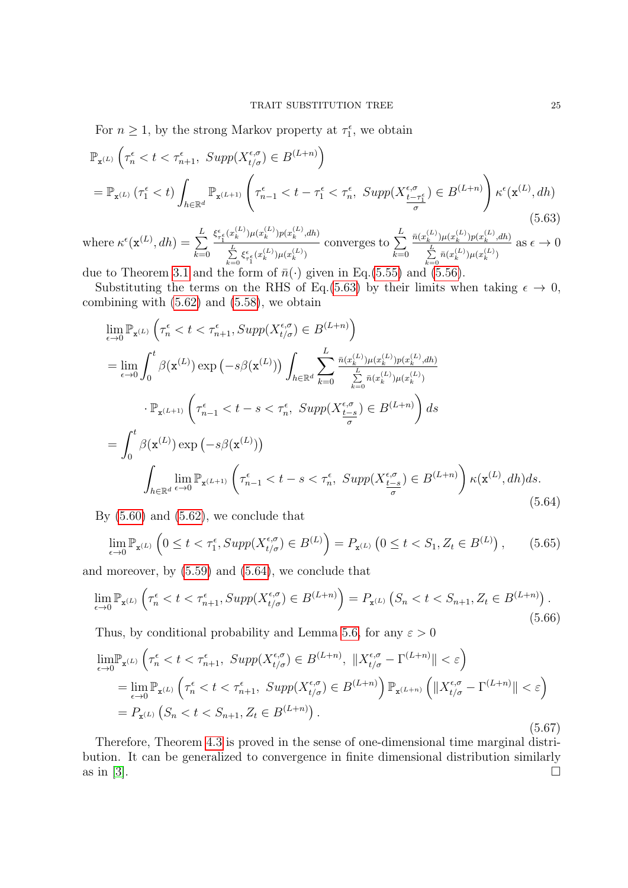For $n \geq 1$, by the strong Markov property at $\tau_1^\epsilon$, we obtain

$$
\begin{aligned}
&\mathbb{P}_{\mathtt{x}^{(L)}}\left(\tau_n^\epsilon < t < \tau_{n+1}^\epsilon,\ Supp(X_{t/\sigma}^{\epsilon,\sigma}) \in B^{(L+n)}\right) \\
&= \mathbb{P}_{\mathtt{x}^{(L)}}\left(\tau_1^\epsilon < t\right) \int_{h\in\mathbb{R}^d} \mathbb{P}_{\mathtt{x}^{(L+1)}}\left(\tau_{n-1}^\epsilon < t-\tau_1^\epsilon < \tau_n^\epsilon,\ Supp(X_{\frac{t-\tau_1^\epsilon}{\sigma}}^{\epsilon,\sigma}) \in B^{(L+n)}\right)\kappa^\epsilon(\mathtt{x}^{(L)},dh)
\end{aligned} \tag{5.63}
$$

where $\kappa^\epsilon(\mathtt{x}^{(L)},dh) = \sum\limits_{k=0}^{L} \frac{\xi_{\tau_1^\epsilon}^\epsilon(x_k^{(L)})\mu(x_k^{(L)})p(x_k^{(L)},dh)}{\sum\limits_{k=0}^{L}\xi_{\tau_1^\epsilon}^\epsilon(x_k^{(L)})\mu(x_k^{(L)})}$ converges to $\sum\limits_{k=0}^{L}\frac{\bar{n}(x_k^{(L)})\mu(x_k^{(L)})p(x_k^{(L)},dh)}{\sum\limits_{k=0}^{L}\bar{n}(x_k^{(L)})\mu(x_k^{(L)})}$ as $\epsilon \to 0$ due to Theorem 3.1 and the form of $\bar{n}(\cdot)$ given in Eq.(5.55) and (5.56).

Substituting the terms on the RHS of Eq.(5.63) by their limits when taking $\epsilon \to 0$, combining with (5.62) and (5.58), we obtain

$$
\begin{aligned}
&\lim_{\epsilon\to 0}\mathbb{P}_{\mathtt{x}^{(L)}}\left(\tau_n^\epsilon < t < \tau_{n+1}^\epsilon, Supp(X_{t/\sigma}^{\epsilon,\sigma}) \in B^{(L+n)}\right) \\
&= \lim_{\epsilon\to 0}\int_0^t \beta(\mathtt{x}^{(L)})\exp\left(-s\beta(\mathtt{x}^{(L)})\right)\int_{h\in\mathbb{R}^d}\sum_{k=0}^{L}\frac{\bar{n}(x_k^{(L)})\mu(x_k^{(L)})p(x_k^{(L)},dh)}{\sum\limits_{k=0}^{L}\bar{n}(x_k^{(L)})\mu(x_k^{(L)})} \\
&\qquad \cdot \mathbb{P}_{\mathtt{x}^{(L+1)}}\left(\tau_{n-1}^\epsilon < t-s < \tau_n^\epsilon,\ Supp(X_{\frac{t-s}{\sigma}}^{\epsilon,\sigma}) \in B^{(L+n)}\right)ds \\
&= \int_0^t \beta(\mathtt{x}^{(L)})\exp\left(-s\beta(\mathtt{x}^{(L)})\right) \\
&\qquad \int_{h\in\mathbb{R}^d}\lim_{\epsilon\to 0}\mathbb{P}_{\mathtt{x}^{(L+1)}}\left(\tau_{n-1}^\epsilon < t-s < \tau_n^\epsilon,\ Supp(X_{\frac{t-s}{\sigma}}^{\epsilon,\sigma}) \in B^{(L+n)}\right)\kappa(\mathtt{x}^{(L)},dh)ds.
\end{aligned} \tag{5.64}
$$

By (5.60) and (5.62), we conclude that

$$
\lim_{\epsilon\to 0}\mathbb{P}_{\mathtt{x}^{(L)}}\left(0 \leq t < \tau_1^\epsilon, Supp(X_{t/\sigma}^{\epsilon,\sigma}) \in B^{(L)}\right) = P_{\mathtt{x}^{(L)}}\left(0 \leq t < S_1, Z_t \in B^{(L)}\right), \tag{5.65}
$$

and moreover, by (5.59) and (5.64), we conclude that

$$
\lim_{\epsilon\to 0}\mathbb{P}_{\mathtt{x}^{(L)}}\left(\tau_n^\epsilon < t < \tau_{n+1}^\epsilon, Supp(X_{t/\sigma}^{\epsilon,\sigma}) \in B^{(L+n)}\right) = P_{\mathtt{x}^{(L)}}\left(S_n < t < S_{n+1}, Z_t \in B^{(L+n)}\right). \tag{5.66}
$$

Thus, by conditional probability and Lemma 5.6, for any $\varepsilon > 0$

$$
\begin{aligned}
&\lim_{\epsilon\to 0}\mathbb{P}_{\mathtt{x}^{(L)}}\left(\tau_n^\epsilon < t < \tau_{n+1}^\epsilon,\ Supp(X_{t/\sigma}^{\epsilon,\sigma}) \in B^{(L+n)},\ \|X_{t/\sigma}^{\epsilon,\sigma} - \Gamma^{(L+n)}\| < \varepsilon\right) \\
&\quad = \lim_{\epsilon\to 0}\mathbb{P}_{\mathtt{x}^{(L)}}\left(\tau_n^\epsilon < t < \tau_{n+1}^\epsilon,\ Supp(X_{t/\sigma}^{\epsilon,\sigma}) \in B^{(L+n)}\right)\mathbb{P}_{\mathtt{x}^{(L+n)}}\left(\|X_{t/\sigma}^{\epsilon,\sigma} - \Gamma^{(L+n)}\| < \varepsilon\right) \\
&\quad = P_{\mathtt{x}^{(L)}}\left(S_n < t < S_{n+1}, Z_t \in B^{(L+n)}\right).
\end{aligned} \tag{5.67}
$$

Therefore, Theorem 4.3 is proved in the sense of one-dimensional time marginal distribution. It can be generalized to convergence in finite dimensional distribution similarly as in [3]. $\square$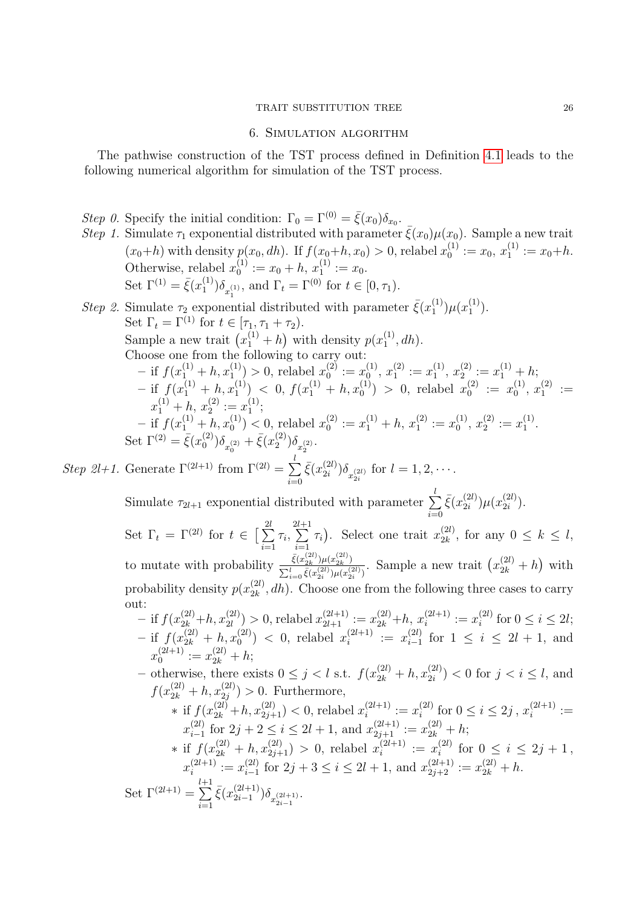## 6. Simulation algorithm

The pathwise construction of the TST process defined in Definition 4.1 leads to the following numerical algorithm for simulation of the TST process.

*Step 0.* Specify the initial condition: $\Gamma_0 = \Gamma^{(0)} = \bar{\xi}(x_0)\delta_{x_0}$.

*Step 1.* Simulate $\tau_1$ exponential distributed with parameter $\bar{\xi}(x_0)\mu(x_0)$. Sample a new trait $(x_0+h)$ with density $p(x_0, dh)$. If $f(x_0+h, x_0) > 0$, relabel $x_0^{(1)} := x_0$, $x_1^{(1)} := x_0+h$. Otherwise, relabel $x_0^{(1)} := x_0 + h$, $x_1^{(1)} := x_0$.
Set $\Gamma^{(1)} = \bar{\xi}(x_1^{(1)})\delta_{x_1^{(1)}}$, and $\Gamma_t = \Gamma^{(0)}$ for $t \in [0, \tau_1)$.

*Step 2.* Simulate $\tau_2$ exponential distributed with parameter $\bar{\xi}(x_1^{(1)})\mu(x_1^{(1)})$.
Set $\Gamma_t = \Gamma^{(1)}$ for $t \in [\tau_1, \tau_1 + \tau_2)$.
Sample a new trait $\left(x_1^{(1)} + h\right)$ with density $p(x_1^{(1)}, dh)$.
Choose one from the following to carry out:

- if $f(x_1^{(1)} + h, x_1^{(1)}) > 0$, relabel $x_0^{(2)} := x_0^{(1)}$, $x_1^{(2)} := x_1^{(1)}$, $x_2^{(2)} := x_1^{(1)} + h$;
- if $f(x_1^{(1)} + h, x_1^{(1)}) < 0$, $f(x_1^{(1)} + h, x_0^{(1)}) > 0$, relabel $x_0^{(2)} := x_0^{(1)}$, $x_1^{(2)} := x_1^{(1)} + h$, $x_2^{(2)} := x_1^{(1)}$;
- if $f(x_1^{(1)} + h, x_0^{(1)}) < 0$, relabel $x_0^{(2)} := x_1^{(1)} + h$, $x_1^{(2)} := x_0^{(1)}$, $x_2^{(2)} := x_1^{(1)}$.

Set $\Gamma^{(2)} = \bar{\xi}(x_0^{(2)})\delta_{x_0^{(2)}} + \bar{\xi}(x_2^{(2)})\delta_{x_2^{(2)}}$.

*Step 2l+1.* Generate $\Gamma^{(2l+1)}$ from $\Gamma^{(2l)} = \sum_{i=0}^{l} \bar{\xi}(x_{2i}^{(2l)})\delta_{x_{2i}^{(2l)}}$ for $l = 1, 2, \cdots$.

Simulate $\tau_{2l+1}$ exponential distributed with parameter $\sum_{i=0}^{l} \bar{\xi}(x_{2i}^{(2l)})\mu(x_{2i}^{(2l)})$.

Set $\Gamma_t = \Gamma^{(2l)}$ for $t \in \left[\sum_{i=1}^{2l} \tau_i, \sum_{i=1}^{2l+1} \tau_i\right)$. Select one trait $x_{2k}^{(2l)}$, for any $0 \leq k \leq l$, to mutate with probability $\frac{\bar{\xi}(x_{2k}^{(2l)})\mu(x_{2k}^{(2l)})}{\sum_{i=0}^{l} \bar{\xi}(x_{2i}^{(2l)})\mu(x_{2i}^{(2l)})}$. Sample a new trait $\left(x_{2k}^{(2l)} + h\right)$ with probability density $p(x_{2k}^{(2l)}, dh)$. Choose one from the following three cases to carry out:

- if $f(x_{2k}^{(2l)}+h, x_{2l}^{(2l)}) > 0$, relabel $x_{2l+1}^{(2l+1)} := x_{2k}^{(2l)}+h$, $x_i^{(2l+1)} := x_i^{(2l)}$ for $0 \leq i \leq 2l$;
- if $f(x_{2k}^{(2l)} + h, x_0^{(2l)}) < 0$, relabel $x_i^{(2l+1)} := x_{i-1}^{(2l)}$ for $1 \leq i \leq 2l+1$, and $x_0^{(2l+1)} := x_{2k}^{(2l)} + h$;
- otherwise, there exists $0 \leq j < l$ s.t. $f(x_{2k}^{(2l)} + h, x_{2i}^{(2l)}) < 0$ for $j < i \leq l$, and $f(x_{2k}^{(2l)} + h, x_{2j}^{(2l)}) > 0$. Furthermore,
  - if $f(x_{2k}^{(2l)}+h, x_{2j+1}^{(2l)}) < 0$, relabel $x_i^{(2l+1)} := x_i^{(2l)}$ for $0 \leq i \leq 2j$, $x_i^{(2l+1)} := x_{i-1}^{(2l)}$ for $2j+2 \leq i \leq 2l+1$, and $x_{2j+1}^{(2l+1)} := x_{2k}^{(2l)} + h$;
  - if $f(x_{2k}^{(2l)} + h, x_{2j+1}^{(2l)}) > 0$, relabel $x_i^{(2l+1)} := x_i^{(2l)}$ for $0 \leq i \leq 2j+1$, $x_i^{(2l+1)} := x_{i-1}^{(2l)}$ for $2j+3 \leq i \leq 2l+1$, and $x_{2j+2}^{(2l+1)} := x_{2k}^{(2l)} + h$.

Set $\Gamma^{(2l+1)} = \sum_{i=1}^{l+1} \bar{\xi}(x_{2i-1}^{(2l+1)})\delta_{x_{2i-1}^{(2l+1)}}$.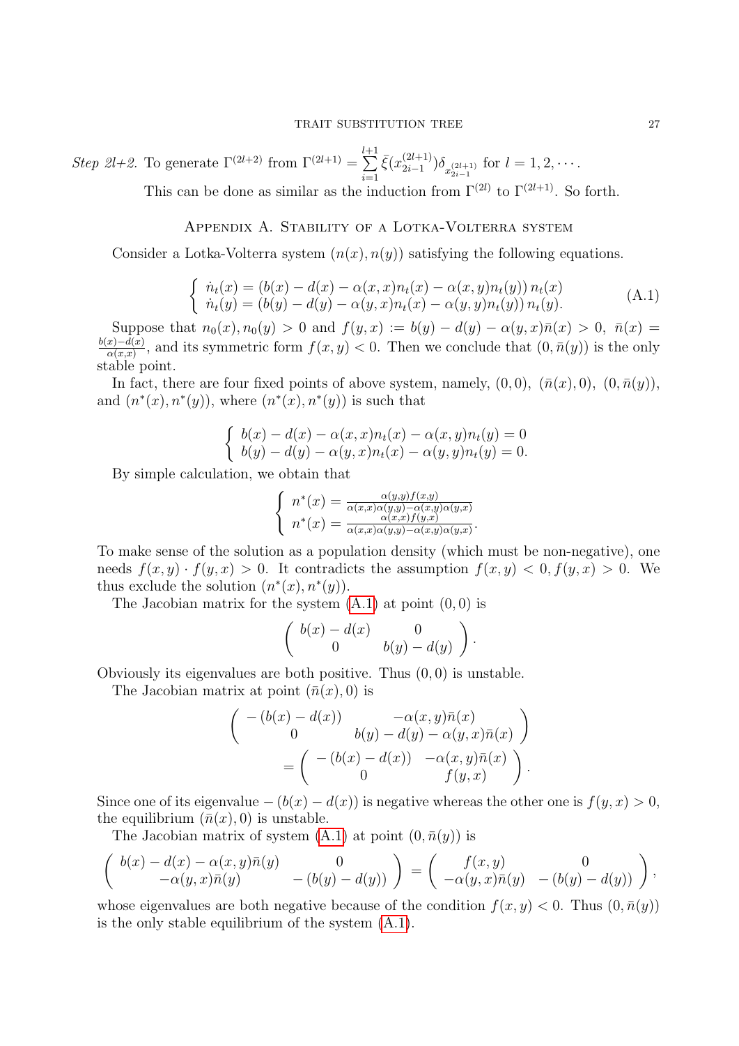*Step 2l+2.* To generate $\Gamma^{(2l+2)}$ from $\Gamma^{(2l+1)} = \sum_{i=1}^{l+1} \bar{\xi}(x_{2i-1}^{(2l+1)})\delta_{x_{2i-1}^{(2l+1)}}$ for $l = 1, 2, \cdots$.

This can be done as similar as the induction from $\Gamma^{(2l)}$ to $\Gamma^{(2l+1)}$. So forth.

## Appendix A. Stability of a Lotka-Volterra system

Consider a Lotka-Volterra system $(n(x), n(y))$ satisfying the following equations.

$$
\begin{cases} \dot{n}_t(x) = (b(x) - d(x) - \alpha(x,x)n_t(x) - \alpha(x,y)n_t(y))\, n_t(x) \\ \dot{n}_t(y) = (b(y) - d(y) - \alpha(y,x)n_t(x) - \alpha(y,y)n_t(y))\, n_t(y). \end{cases} \tag{A.1}
$$

Suppose that $n_0(x), n_0(y) > 0$ and $f(y,x) := b(y) - d(y) - \alpha(y,x)\bar{n}(x) > 0$, $\bar{n}(x) = \frac{b(x)-d(x)}{\alpha(x,x)}$, and its symmetric form $f(x,y) < 0$. Then we conclude that $(0, \bar{n}(y))$ is the only stable point.

In fact, there are four fixed points of above system, namely, $(0,0)$, $(\bar{n}(x), 0)$, $(0, \bar{n}(y))$, and $(n^*(x), n^*(y))$, where $(n^*(x), n^*(y))$ is such that

$$
\begin{cases} b(x) - d(x) - \alpha(x,x)n_t(x) - \alpha(x,y)n_t(y) = 0 \\ b(y) - d(y) - \alpha(y,x)n_t(x) - \alpha(y,y)n_t(y) = 0. \end{cases}
$$

By simple calculation, we obtain that

$$
\begin{cases} n^*(x) = \frac{\alpha(y,y)f(x,y)}{\alpha(x,x)\alpha(y,y) - \alpha(x,y)\alpha(y,x)} \\ n^*(x) = \frac{\alpha(x,x)f(y,x)}{\alpha(x,x)\alpha(y,y) - \alpha(x,y)\alpha(y,x)}. \end{cases}
$$

To make sense of the solution as a population density (which must be non-negative), one needs $f(x,y) \cdot f(y,x) > 0$. It contradicts the assumption $f(x,y) < 0, f(y,x) > 0$. We thus exclude the solution $(n^*(x), n^*(y))$.

The Jacobian matrix for the system (A.1) at point $(0,0)$ is

$$
\begin{pmatrix} b(x) - d(x) & 0 \\ 0 & b(y) - d(y) \end{pmatrix}.
$$

Obviously its eigenvalues are both positive. Thus $(0,0)$ is unstable.

The Jacobian matrix at point $(\bar{n}(x), 0)$ is

$$
\begin{pmatrix} -(b(x) - d(x)) & -\alpha(x,y)\bar{n}(x) \\ 0 & b(y) - d(y) - \alpha(y,x)\bar{n}(x) \end{pmatrix}
= \begin{pmatrix} -(b(x) - d(x)) & -\alpha(x,y)\bar{n}(x) \\ 0 & f(y,x) \end{pmatrix}.
$$

Since one of its eigenvalue $-(b(x) - d(x))$ is negative whereas the other one is $f(y,x) > 0$, the equilibrium $(\bar{n}(x), 0)$ is unstable.

The Jacobian matrix of system (A.1) at point $(0, \bar{n}(y))$ is

$$
\begin{pmatrix} b(x) - d(x) - \alpha(x,y)\bar{n}(y) & 0 \\ -\alpha(y,x)\bar{n}(y) & -(b(y) - d(y)) \end{pmatrix} = \begin{pmatrix} f(x,y) & 0 \\ -\alpha(y,x)\bar{n}(y) & -(b(y) - d(y)) \end{pmatrix},
$$

whose eigenvalues are both negative because of the condition $f(x,y) < 0$. Thus $(0, \bar{n}(y))$ is the only stable equilibrium of the system (A.1).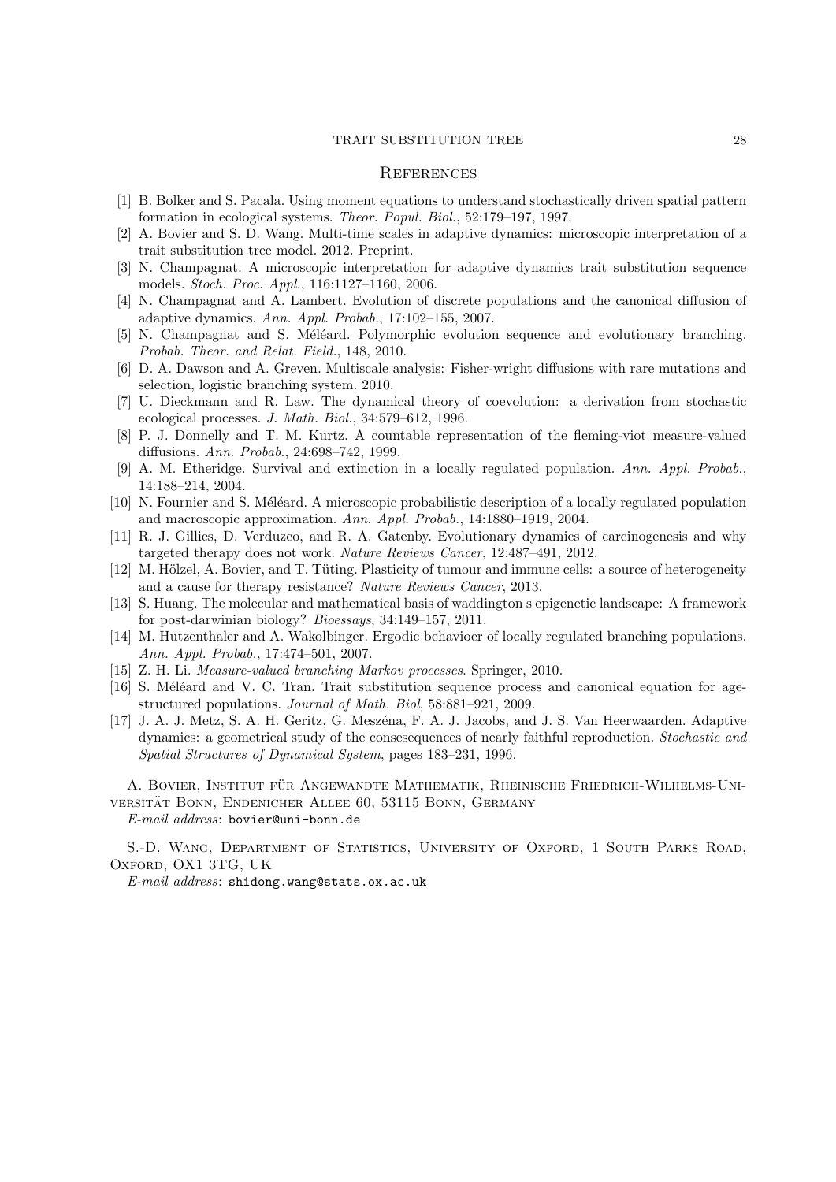## References

[1] B. Bolker and S. Pacala. Using moment equations to understand stochastically driven spatial pattern formation in ecological systems. *Theor. Popul. Biol.*, 52:179–197, 1997.

[2] A. Bovier and S. D. Wang. Multi-time scales in adaptive dynamics: microscopic interpretation of a trait substitution tree model. 2012. Preprint.

[3] N. Champagnat. A microscopic interpretation for adaptive dynamics trait substitution sequence models. *Stoch. Proc. Appl.*, 116:1127–1160, 2006.

[4] N. Champagnat and A. Lambert. Evolution of discrete populations and the canonical diffusion of adaptive dynamics. *Ann. Appl. Probab.*, 17:102–155, 2007.

[5] N. Champagnat and S. Méléard. Polymorphic evolution sequence and evolutionary branching. *Probab. Theor. and Relat. Field.*, 148, 2010.

[6] D. A. Dawson and A. Greven. Multiscale analysis: Fisher-wright diffusions with rare mutations and selection, logistic branching system. 2010.

[7] U. Dieckmann and R. Law. The dynamical theory of coevolution: a derivation from stochastic ecological processes. *J. Math. Biol.*, 34:579–612, 1996.

[8] P. J. Donnelly and T. M. Kurtz. A countable representation of the fleming-viot measure-valued diffusions. *Ann. Probab.*, 24:698–742, 1999.

[9] A. M. Etheridge. Survival and extinction in a locally regulated population. *Ann. Appl. Probab.*, 14:188–214, 2004.

[10] N. Fournier and S. Méléard. A microscopic probabilistic description of a locally regulated population and macroscopic approximation. *Ann. Appl. Probab.*, 14:1880–1919, 2004.

[11] R. J. Gillies, D. Verduzco, and R. A. Gatenby. Evolutionary dynamics of carcinogenesis and why targeted therapy does not work. *Nature Reviews Cancer*, 12:487–491, 2012.

[12] M. Hölzel, A. Bovier, and T. Tüting. Plasticity of tumour and immune cells: a source of heterogeneity and a cause for therapy resistance? *Nature Reviews Cancer*, 2013.

[13] S. Huang. The molecular and mathematical basis of waddington s epigenetic landscape: A framework for post-darwinian biology? *Bioessays*, 34:149–157, 2011.

[14] M. Hutzenthaler and A. Wakolbinger. Ergodic behavioer of locally regulated branching populations. *Ann. Appl. Probab.*, 17:474–501, 2007.

[15] Z. H. Li. *Measure-valued branching Markov processes*. Springer, 2010.

[16] S. Méléard and V. C. Tran. Trait substitution sequence process and canonical equation for age-structured populations. *Journal of Math. Biol*, 58:881–921, 2009.

[17] J. A. J. Metz, S. A. H. Geritz, G. Meszéna, F. A. J. Jacobs, and J. S. Van Heerwaarden. Adaptive dynamics: a geometrical study of the consesequences of nearly faithful reproduction. *Stochastic and Spatial Structures of Dynamical System*, pages 183–231, 1996.

A. Bovier, Institut für Angewandte Mathematik, Rheinische Friedrich-Wilhelms-Universität Bonn, Endenicher Allee 60, 53115 Bonn, Germany

*E-mail address*: bovier@uni-bonn.de

S.-D. Wang, Department of Statistics, University of Oxford, 1 South Parks Road, Oxford, OX1 3TG, UK

*E-mail address*: shidong.wang@stats.ox.ac.uk